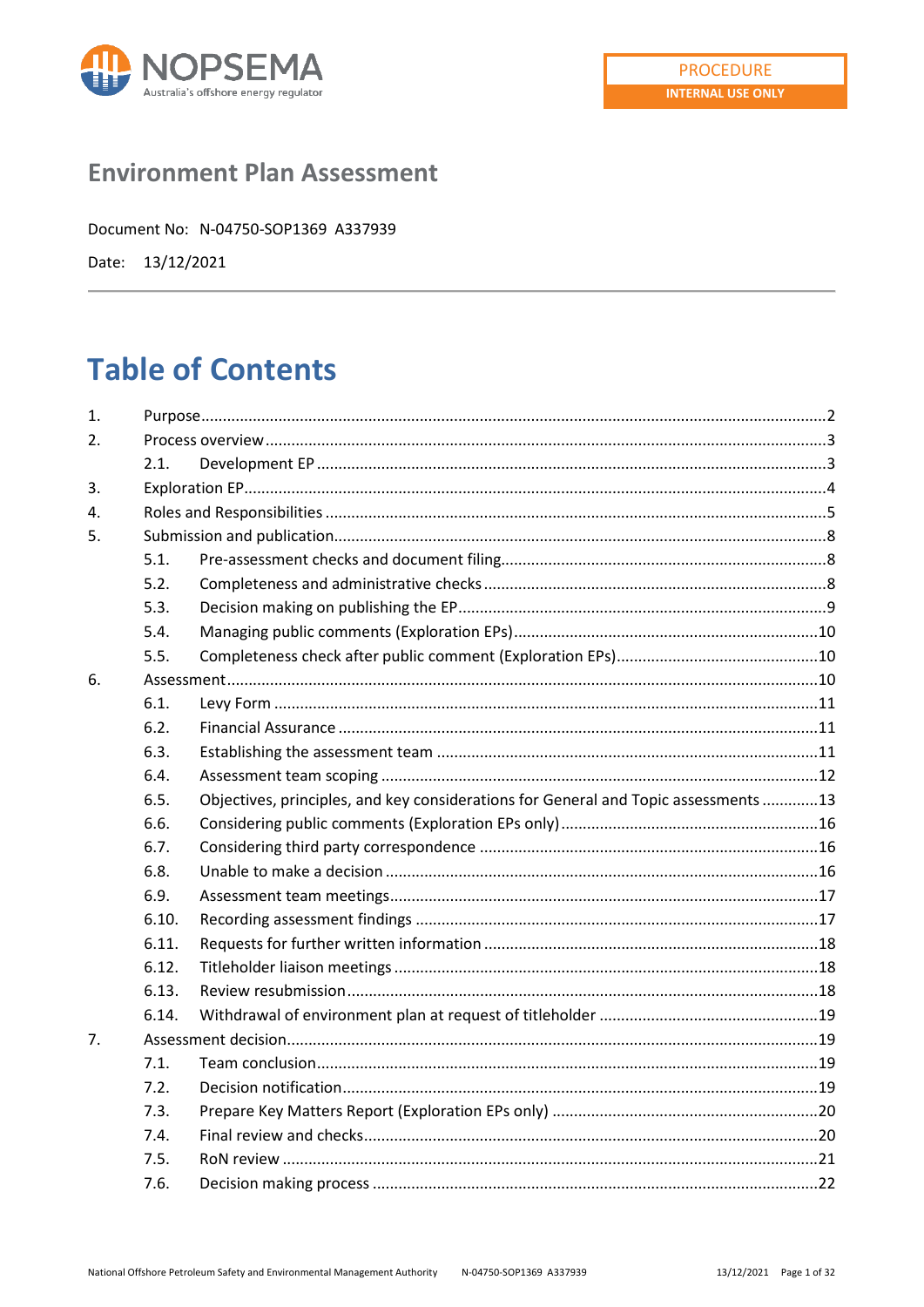NOPSEMA
Australia's offshore energy regulator

PROCEDURE
INTERNAL USE ONLY

# Environment Plan Assessment

Document No: N-04750-SOP1369 A337939

Date: 13/12/2021

# Table of Contents

1. Purpose ....2
2. Process overview ....3
   - 2.1. Development EP ....3
3. Exploration EP ....4
4. Roles and Responsibilities ....5
5. Submission and publication ....8
   - 5.1. Pre-assessment checks and document filing ....8
   - 5.2. Completeness and administrative checks ....8
   - 5.3. Decision making on publishing the EP ....9
   - 5.4. Managing public comments (Exploration EPs) ....10
   - 5.5. Completeness check after public comment (Exploration EPs) ....10
6. Assessment ....10
   - 6.1. Levy Form ....11
   - 6.2. Financial Assurance ....11
   - 6.3. Establishing the assessment team ....11
   - 6.4. Assessment team scoping ....12
   - 6.5. Objectives, principles, and key considerations for General and Topic assessments ....13
   - 6.6. Considering public comments (Exploration EPs only) ....16
   - 6.7. Considering third party correspondence ....16
   - 6.8. Unable to make a decision ....16
   - 6.9. Assessment team meetings ....17
   - 6.10. Recording assessment findings ....17
   - 6.11. Requests for further written information ....18
   - 6.12. Titleholder liaison meetings ....18
   - 6.13. Review resubmission ....18
   - 6.14. Withdrawal of environment plan at request of titleholder ....19
7. Assessment decision ....19
   - 7.1. Team conclusion ....19
   - 7.2. Decision notification ....19
   - 7.3. Prepare Key Matters Report (Exploration EPs only) ....20
   - 7.4. Final review and checks ....20
   - 7.5. RoN review ....21
   - 7.6. Decision making process ....22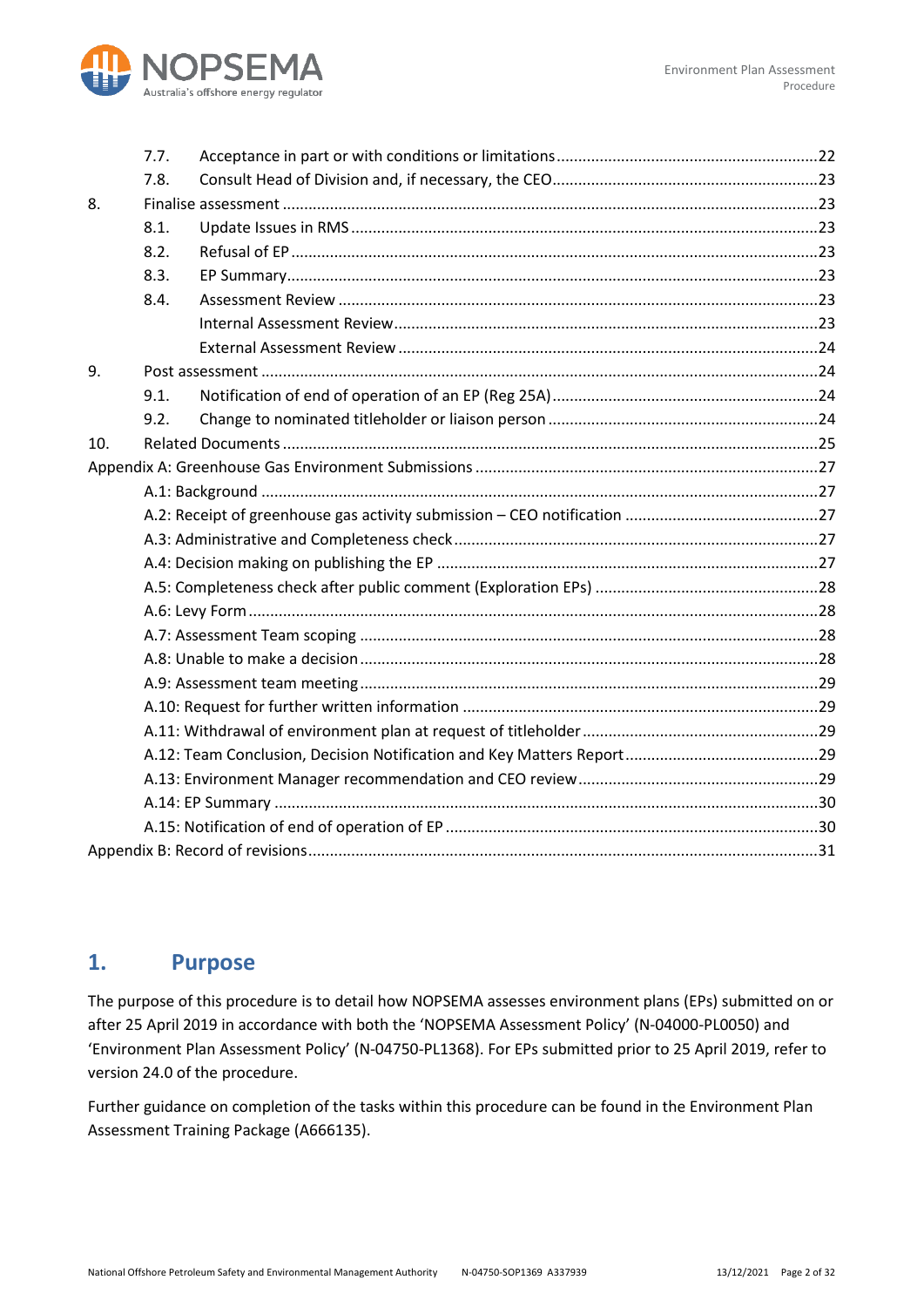| | | |
|---|---|---|
| 7.7. | Acceptance in part or with conditions or limitations | 22 |
| 7.8. | Consult Head of Division and, if necessary, the CEO | 23 |
| 8. | Finalise assessment | 23 |
| 8.1. | Update Issues in RMS | 23 |
| 8.2. | Refusal of EP | 23 |
| 8.3. | EP Summary | 23 |
| 8.4. | Assessment Review | 23 |
| | Internal Assessment Review | 23 |
| | External Assessment Review | 24 |
| 9. | Post assessment | 24 |
| 9.1. | Notification of end of operation of an EP (Reg 25A) | 24 |
| 9.2. | Change to nominated titleholder or liaison person | 24 |
| 10. | Related Documents | 25 |
| Appendix A: Greenhouse Gas Environment Submissions | | 27 |
| | A.1: Background | 27 |
| | A.2: Receipt of greenhouse gas activity submission – CEO notification | 27 |
| | A.3: Administrative and Completeness check | 27 |
| | A.4: Decision making on publishing the EP | 27 |
| | A.5: Completeness check after public comment (Exploration EPs) | 28 |
| | A.6: Levy Form | 28 |
| | A.7: Assessment Team scoping | 28 |
| | A.8: Unable to make a decision | 28 |
| | A.9: Assessment team meeting | 29 |
| | A.10: Request for further written information | 29 |
| | A.11: Withdrawal of environment plan at request of titleholder | 29 |
| | A.12: Team Conclusion, Decision Notification and Key Matters Report | 29 |
| | A.13: Environment Manager recommendation and CEO review | 29 |
| | A.14: EP Summary | 30 |
| | A.15: Notification of end of operation of EP | 30 |
| Appendix B: Record of revisions | | 31 |

# 1. Purpose

The purpose of this procedure is to detail how NOPSEMA assesses environment plans (EPs) submitted on or after 25 April 2019 in accordance with both the 'NOPSEMA Assessment Policy' (N-04000-PL0050) and 'Environment Plan Assessment Policy' (N-04750-PL1368). For EPs submitted prior to 25 April 2019, refer to version 24.0 of the procedure.

Further guidance on completion of the tasks within this procedure can be found in the Environment Plan Assessment Training Package (A666135).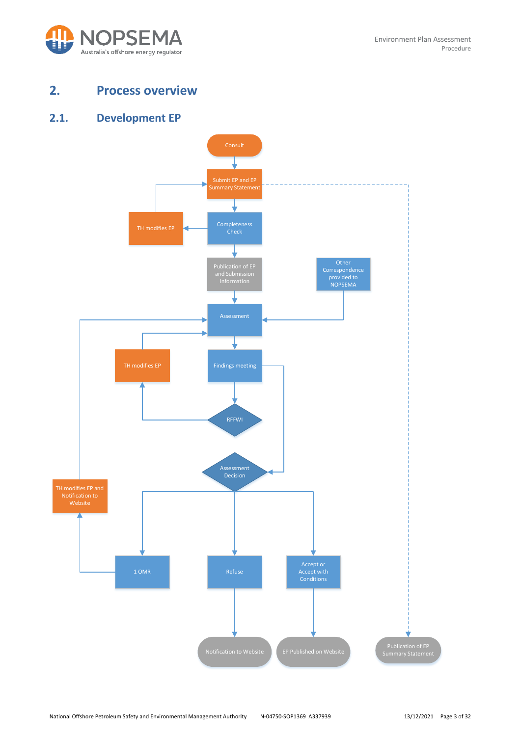## 2. Process overview

### 2.1. Development EP

Consult

Submit EP and EP Summary Statement

TH modifies EP

Completeness Check

Publication of EP and Submission Information

Other Correspondence provided to NOPSEMA

Assessment

TH modifies EP

Findings meeting

RFFWI

Assessment Decision

TH modifies EP and Notification to Website

1 OMR

Refuse

Accept or Accept with Conditions

Notification to Website

EP Published on Website

Publication of EP Summary Statement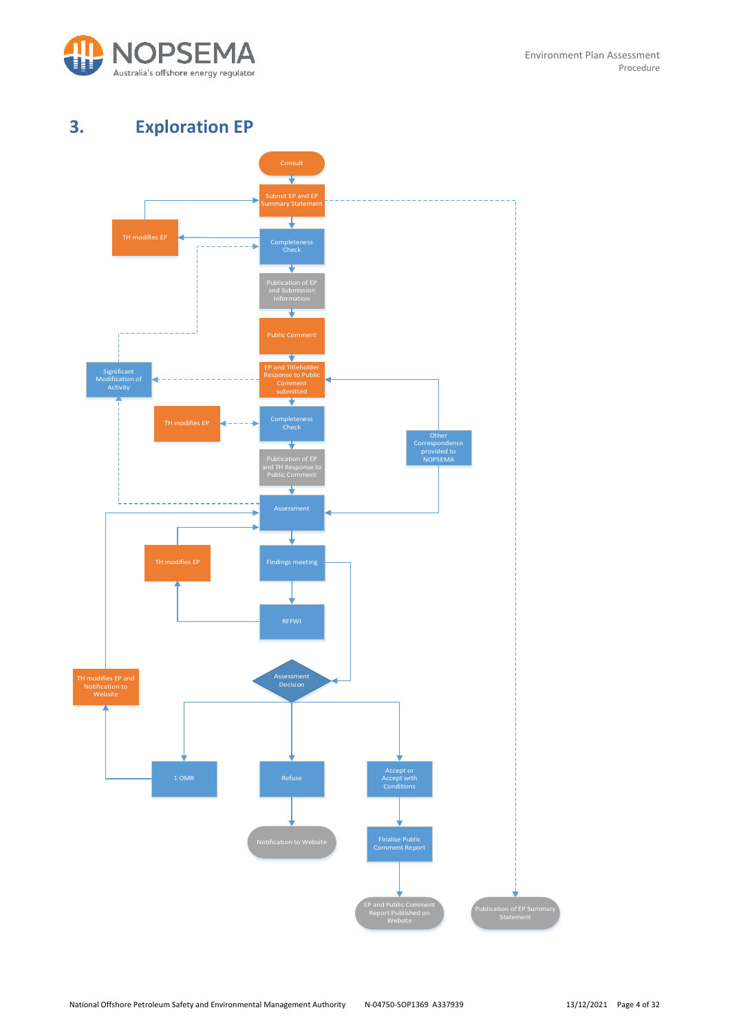# 3. Exploration EP

Consult

Submit EP and EP Summary Statement

TH modifies EP

Completeness Check

Publication of EP and Submission Information

Public Comment

Significant Modification of Activity

EP and Titleholder Response to Public Comment submitted

TH modifies EP

Completeness Check

Other Correspondence provided to NOPSEMA

Publication of EP and TH Response to Public Comment

Assessment

TH modifies EP

Findings meeting

RFFWI

TH modifies EP and Notification to Website

Assessment Decision

1 OMR

Refuse

Accept or Accept with Conditions

Notification to Website

Finalise Public Comment Report

EP and Public Comment Report Published on Website

Publication of EP Summary Statement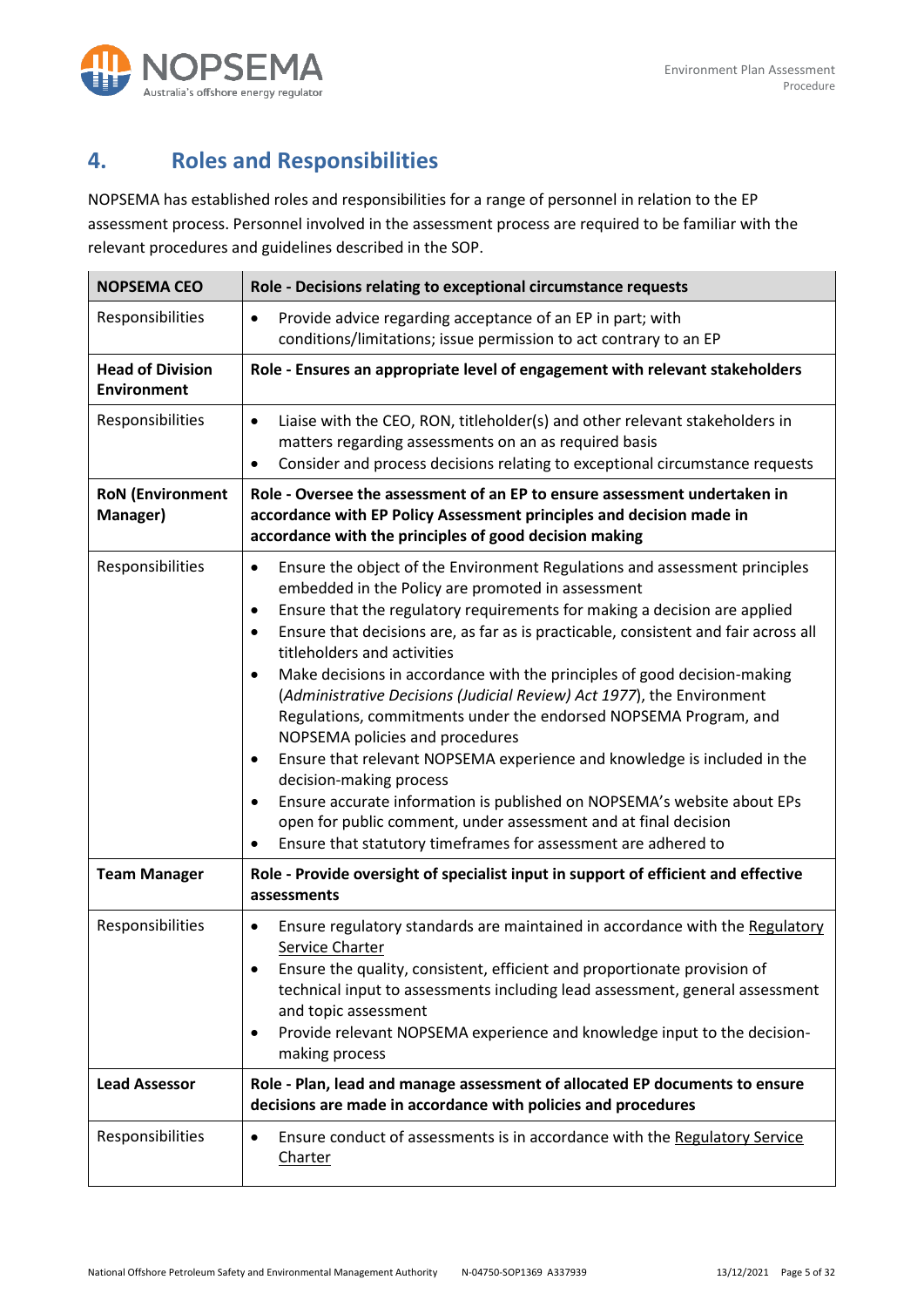## 4. Roles and Responsibilities

NOPSEMA has established roles and responsibilities for a range of personnel in relation to the EP assessment process. Personnel involved in the assessment process are required to be familiar with the relevant procedures and guidelines described in the SOP.

| **NOPSEMA CEO** | **Role - Decisions relating to exceptional circumstance requests** |
|---|---|
| Responsibilities | • Provide advice regarding acceptance of an EP in part; with conditions/limitations; issue permission to act contrary to an EP |
| **Head of Division Environment** | **Role - Ensures an appropriate level of engagement with relevant stakeholders** |
| Responsibilities | • Liaise with the CEO, RON, titleholder(s) and other relevant stakeholders in matters regarding assessments on an as required basis<br>• Consider and process decisions relating to exceptional circumstance requests |
| **RoN (Environment Manager)** | **Role - Oversee the assessment of an EP to ensure assessment undertaken in accordance with EP Policy Assessment principles and decision made in accordance with the principles of good decision making** |
| Responsibilities | • Ensure the object of the Environment Regulations and assessment principles embedded in the Policy are promoted in assessment<br>• Ensure that the regulatory requirements for making a decision are applied<br>• Ensure that decisions are, as far as is practicable, consistent and fair across all titleholders and activities<br>• Make decisions in accordance with the principles of good decision-making (*Administrative Decisions (Judicial Review) Act 1977*), the Environment Regulations, commitments under the endorsed NOPSEMA Program, and NOPSEMA policies and procedures<br>• Ensure that relevant NOPSEMA experience and knowledge is included in the decision-making process<br>• Ensure accurate information is published on NOPSEMA's website about EPs open for public comment, under assessment and at final decision<br>• Ensure that statutory timeframes for assessment are adhered to |
| **Team Manager** | **Role - Provide oversight of specialist input in support of efficient and effective assessments** |
| Responsibilities | • Ensure regulatory standards are maintained in accordance with the Regulatory Service Charter<br>• Ensure the quality, consistent, efficient and proportionate provision of technical input to assessments including lead assessment, general assessment and topic assessment<br>• Provide relevant NOPSEMA experience and knowledge input to the decision-making process |
| **Lead Assessor** | **Role - Plan, lead and manage assessment of allocated EP documents to ensure decisions are made in accordance with policies and procedures** |
| Responsibilities | • Ensure conduct of assessments is in accordance with the Regulatory Service Charter |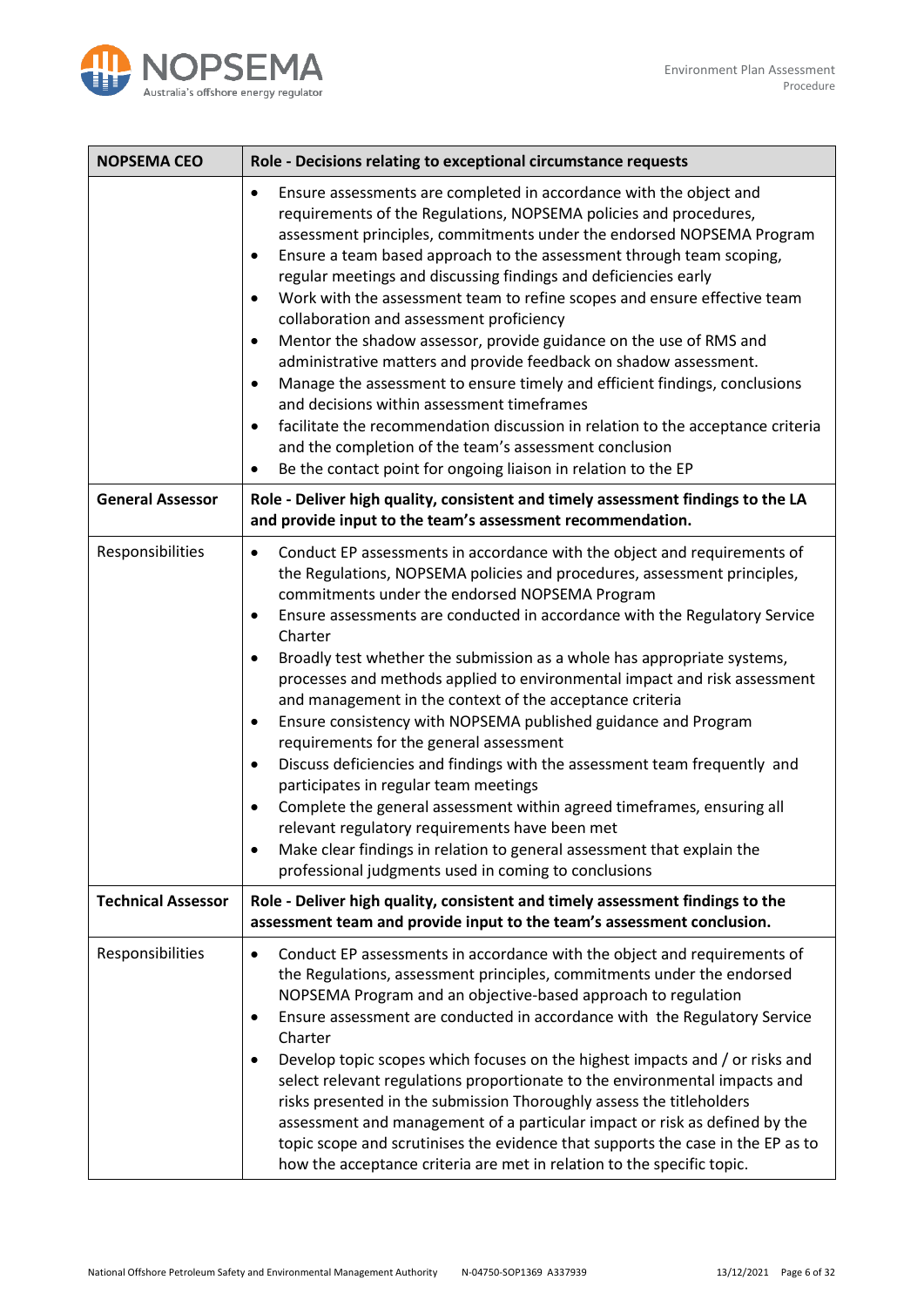| NOPSEMA CEO | Role - Decisions relating to exceptional circumstance requests |
|---|---|
| | • Ensure assessments are completed in accordance with the object and requirements of the Regulations, NOPSEMA policies and procedures, assessment principles, commitments under the endorsed NOPSEMA Program<br>• Ensure a team based approach to the assessment through team scoping, regular meetings and discussing findings and deficiencies early<br>• Work with the assessment team to refine scopes and ensure effective team collaboration and assessment proficiency<br>• Mentor the shadow assessor, provide guidance on the use of RMS and administrative matters and provide feedback on shadow assessment.<br>• Manage the assessment to ensure timely and efficient findings, conclusions and decisions within assessment timeframes<br>• facilitate the recommendation discussion in relation to the acceptance criteria and the completion of the team's assessment conclusion<br>• Be the contact point for ongoing liaison in relation to the EP |
| **General Assessor** | **Role - Deliver high quality, consistent and timely assessment findings to the LA and provide input to the team's assessment recommendation.** |
| Responsibilities | • Conduct EP assessments in accordance with the object and requirements of the Regulations, NOPSEMA policies and procedures, assessment principles, commitments under the endorsed NOPSEMA Program<br>• Ensure assessments are conducted in accordance with the Regulatory Service Charter<br>• Broadly test whether the submission as a whole has appropriate systems, processes and methods applied to environmental impact and risk assessment and management in the context of the acceptance criteria<br>• Ensure consistency with NOPSEMA published guidance and Program requirements for the general assessment<br>• Discuss deficiencies and findings with the assessment team frequently and participates in regular team meetings<br>• Complete the general assessment within agreed timeframes, ensuring all relevant regulatory requirements have been met<br>• Make clear findings in relation to general assessment that explain the professional judgments used in coming to conclusions |
| **Technical Assessor** | **Role - Deliver high quality, consistent and timely assessment findings to the assessment team and provide input to the team's assessment conclusion.** |
| Responsibilities | • Conduct EP assessments in accordance with the object and requirements of the Regulations, assessment principles, commitments under the endorsed NOPSEMA Program and an objective-based approach to regulation<br>• Ensure assessment are conducted in accordance with the Regulatory Service Charter<br>• Develop topic scopes which focuses on the highest impacts and / or risks and select relevant regulations proportionate to the environmental impacts and risks presented in the submission Thoroughly assess the titleholders assessment and management of a particular impact or risk as defined by the topic scope and scrutinises the evidence that supports the case in the EP as to how the acceptance criteria are met in relation to the specific topic. |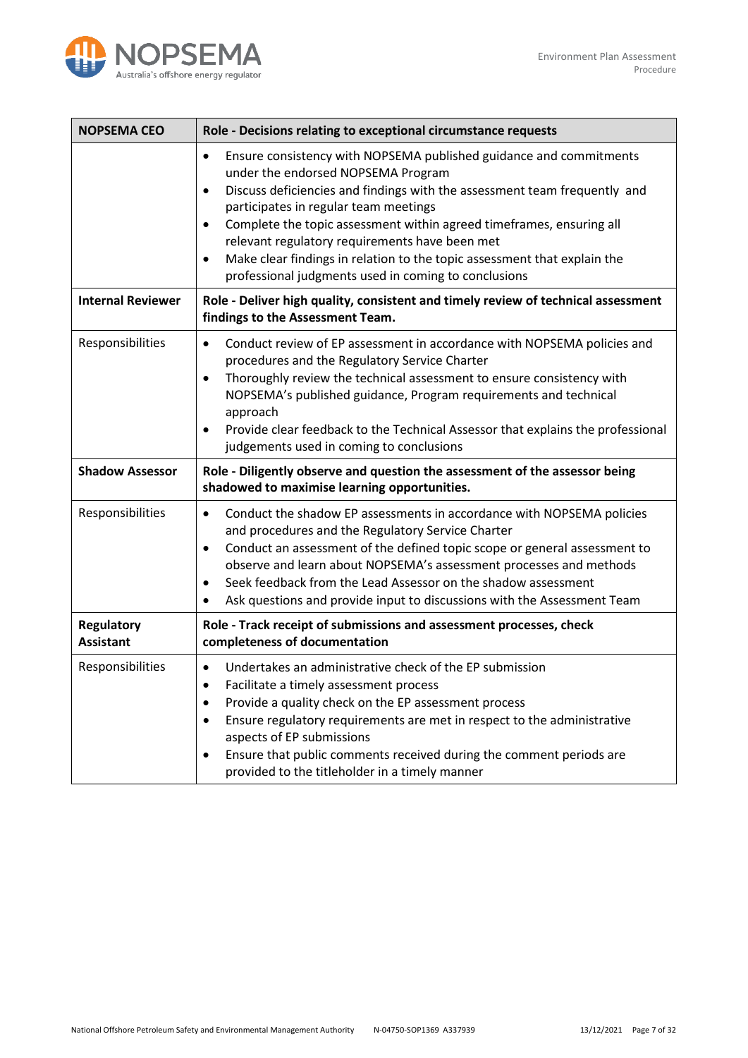| **NOPSEMA CEO** | **Role - Decisions relating to exceptional circumstance requests** |
|---|---|
| | • Ensure consistency with NOPSEMA published guidance and commitments under the endorsed NOPSEMA Program<br>• Discuss deficiencies and findings with the assessment team frequently and participates in regular team meetings<br>• Complete the topic assessment within agreed timeframes, ensuring all relevant regulatory requirements have been met<br>• Make clear findings in relation to the topic assessment that explain the professional judgments used in coming to conclusions |
| **Internal Reviewer** | **Role - Deliver high quality, consistent and timely review of technical assessment findings to the Assessment Team.** |
| Responsibilities | • Conduct review of EP assessment in accordance with NOPSEMA policies and procedures and the Regulatory Service Charter<br>• Thoroughly review the technical assessment to ensure consistency with NOPSEMA's published guidance, Program requirements and technical approach<br>• Provide clear feedback to the Technical Assessor that explains the professional judgements used in coming to conclusions |
| **Shadow Assessor** | **Role - Diligently observe and question the assessment of the assessor being shadowed to maximise learning opportunities.** |
| Responsibilities | • Conduct the shadow EP assessments in accordance with NOPSEMA policies and procedures and the Regulatory Service Charter<br>• Conduct an assessment of the defined topic scope or general assessment to observe and learn about NOPSEMA's assessment processes and methods<br>• Seek feedback from the Lead Assessor on the shadow assessment<br>• Ask questions and provide input to discussions with the Assessment Team |
| **Regulatory Assistant** | **Role - Track receipt of submissions and assessment processes, check completeness of documentation** |
| Responsibilities | • Undertakes an administrative check of the EP submission<br>• Facilitate a timely assessment process<br>• Provide a quality check on the EP assessment process<br>• Ensure regulatory requirements are met in respect to the administrative aspects of EP submissions<br>• Ensure that public comments received during the comment periods are provided to the titleholder in a timely manner |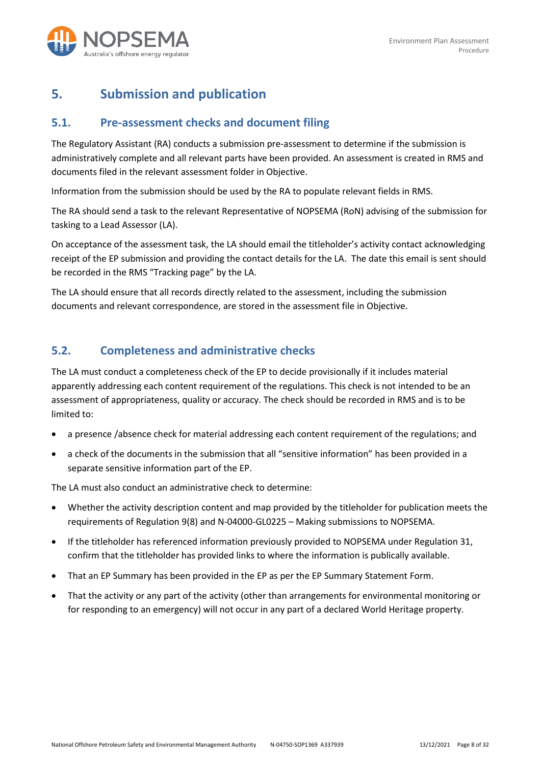# 5. Submission and publication

## 5.1. Pre-assessment checks and document filing

The Regulatory Assistant (RA) conducts a submission pre-assessment to determine if the submission is administratively complete and all relevant parts have been provided. An assessment is created in RMS and documents filed in the relevant assessment folder in Objective.

Information from the submission should be used by the RA to populate relevant fields in RMS.

The RA should send a task to the relevant Representative of NOPSEMA (RoN) advising of the submission for tasking to a Lead Assessor (LA).

On acceptance of the assessment task, the LA should email the titleholder's activity contact acknowledging receipt of the EP submission and providing the contact details for the LA. The date this email is sent should be recorded in the RMS "Tracking page" by the LA.

The LA should ensure that all records directly related to the assessment, including the submission documents and relevant correspondence, are stored in the assessment file in Objective.

## 5.2. Completeness and administrative checks

The LA must conduct a completeness check of the EP to decide provisionally if it includes material apparently addressing each content requirement of the regulations. This check is not intended to be an assessment of appropriateness, quality or accuracy. The check should be recorded in RMS and is to be limited to:

- a presence /absence check for material addressing each content requirement of the regulations; and
- a check of the documents in the submission that all "sensitive information" has been provided in a separate sensitive information part of the EP.

The LA must also conduct an administrative check to determine:

- Whether the activity description content and map provided by the titleholder for publication meets the requirements of Regulation 9(8) and N-04000-GL0225 – Making submissions to NOPSEMA.
- If the titleholder has referenced information previously provided to NOPSEMA under Regulation 31, confirm that the titleholder has provided links to where the information is publically available.
- That an EP Summary has been provided in the EP as per the EP Summary Statement Form.
- That the activity or any part of the activity (other than arrangements for environmental monitoring or for responding to an emergency) will not occur in any part of a declared World Heritage property.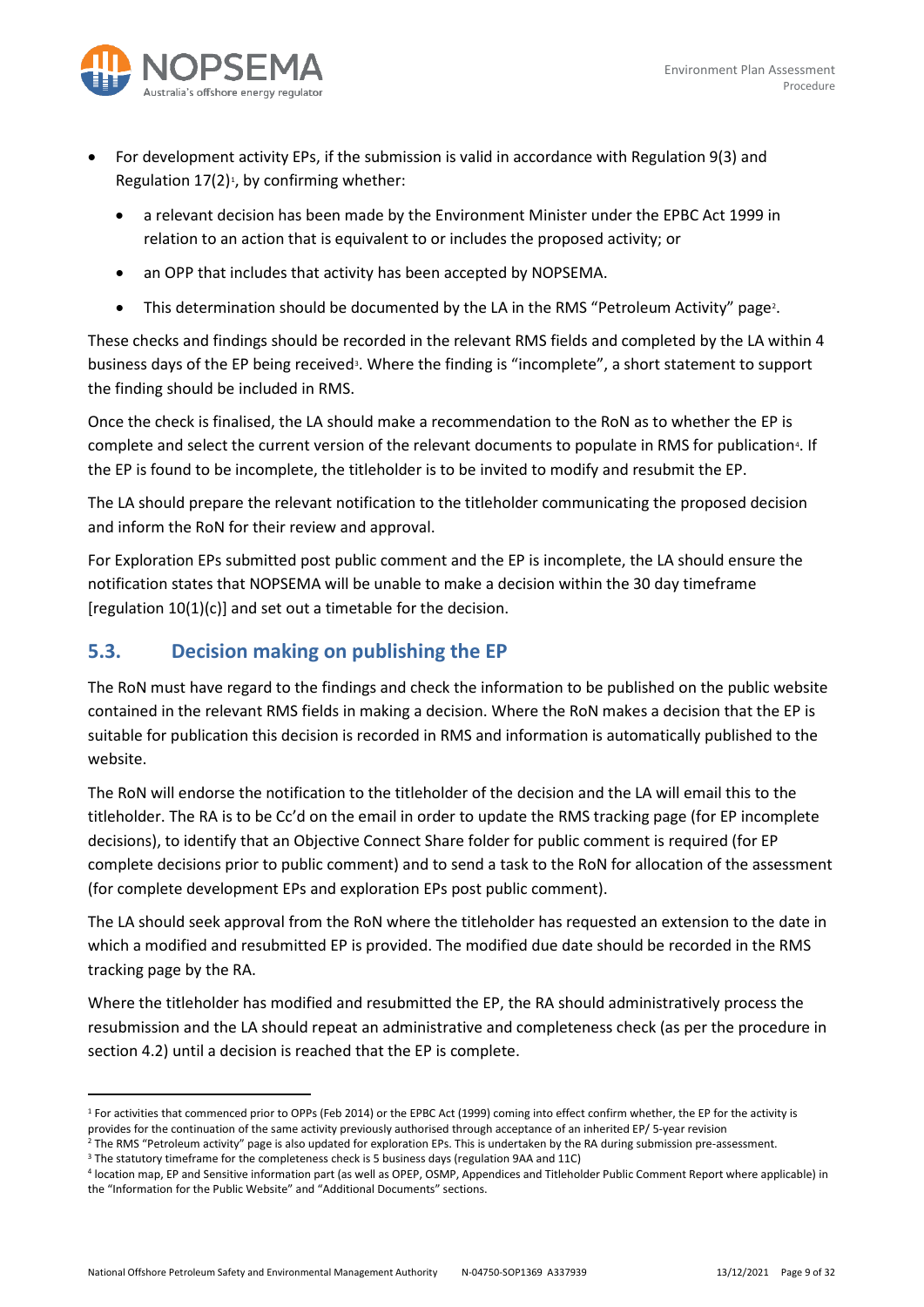- For development activity EPs, if the submission is valid in accordance with Regulation 9(3) and Regulation 17(2)[1], by confirming whether:
  - a relevant decision has been made by the Environment Minister under the EPBC Act 1999 in relation to an action that is equivalent to or includes the proposed activity; or
  - an OPP that includes that activity has been accepted by NOPSEMA.
  - This determination should be documented by the LA in the RMS "Petroleum Activity" page[2].

These checks and findings should be recorded in the relevant RMS fields and completed by the LA within 4 business days of the EP being received[3]. Where the finding is "incomplete", a short statement to support the finding should be included in RMS.

Once the check is finalised, the LA should make a recommendation to the RoN as to whether the EP is complete and select the current version of the relevant documents to populate in RMS for publication[4]. If the EP is found to be incomplete, the titleholder is to be invited to modify and resubmit the EP.

The LA should prepare the relevant notification to the titleholder communicating the proposed decision and inform the RoN for their review and approval.

For Exploration EPs submitted post public comment and the EP is incomplete, the LA should ensure the notification states that NOPSEMA will be unable to make a decision within the 30 day timeframe [regulation 10(1)(c)] and set out a timetable for the decision.

## 5.3. Decision making on publishing the EP

The RoN must have regard to the findings and check the information to be published on the public website contained in the relevant RMS fields in making a decision. Where the RoN makes a decision that the EP is suitable for publication this decision is recorded in RMS and information is automatically published to the website.

The RoN will endorse the notification to the titleholder of the decision and the LA will email this to the titleholder. The RA is to be Cc'd on the email in order to update the RMS tracking page (for EP incomplete decisions), to identify that an Objective Connect Share folder for public comment is required (for EP complete decisions prior to public comment) and to send a task to the RoN for allocation of the assessment (for complete development EPs and exploration EPs post public comment).

The LA should seek approval from the RoN where the titleholder has requested an extension to the date in which a modified and resubmitted EP is provided. The modified due date should be recorded in the RMS tracking page by the RA.

Where the titleholder has modified and resubmitted the EP, the RA should administratively process the resubmission and the LA should repeat an administrative and completeness check (as per the procedure in section 4.2) until a decision is reached that the EP is complete.

---

[1] For activities that commenced prior to OPPs (Feb 2014) or the EPBC Act (1999) coming into effect confirm whether, the EP for the activity is provides for the continuation of the same activity previously authorised through acceptance of an inherited EP/ 5-year revision

[2] The RMS "Petroleum activity" page is also updated for exploration EPs. This is undertaken by the RA during submission pre-assessment.

[3] The statutory timeframe for the completeness check is 5 business days (regulation 9AA and 11C)

[4] location map, EP and Sensitive information part (as well as OPEP, OSMP, Appendices and Titleholder Public Comment Report where applicable) in the "Information for the Public Website" and "Additional Documents" sections.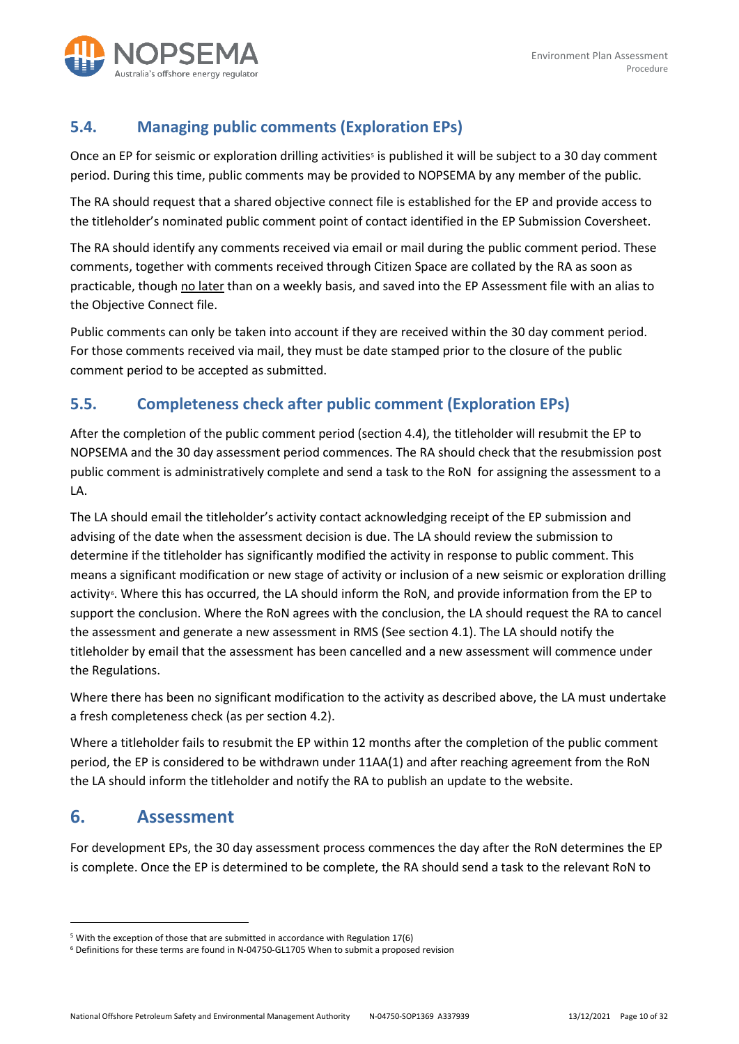## 5.4. Managing public comments (Exploration EPs)

Once an EP for seismic or exploration drilling activities[5] is published it will be subject to a 30 day comment period. During this time, public comments may be provided to NOPSEMA by any member of the public.

The RA should request that a shared objective connect file is established for the EP and provide access to the titleholder's nominated public comment point of contact identified in the EP Submission Coversheet.

The RA should identify any comments received via email or mail during the public comment period. These comments, together with comments received through Citizen Space are collated by the RA as soon as practicable, though <u>no later</u> than on a weekly basis, and saved into the EP Assessment file with an alias to the Objective Connect file.

Public comments can only be taken into account if they are received within the 30 day comment period. For those comments received via mail, they must be date stamped prior to the closure of the public comment period to be accepted as submitted.

## 5.5. Completeness check after public comment (Exploration EPs)

After the completion of the public comment period (section 4.4), the titleholder will resubmit the EP to NOPSEMA and the 30 day assessment period commences. The RA should check that the resubmission post public comment is administratively complete and send a task to the RoN for assigning the assessment to a LA.

The LA should email the titleholder's activity contact acknowledging receipt of the EP submission and advising of the date when the assessment decision is due. The LA should review the submission to determine if the titleholder has significantly modified the activity in response to public comment. This means a significant modification or new stage of activity or inclusion of a new seismic or exploration drilling activity[6]. Where this has occurred, the LA should inform the RoN, and provide information from the EP to support the conclusion. Where the RoN agrees with the conclusion, the LA should request the RA to cancel the assessment and generate a new assessment in RMS (See section 4.1). The LA should notify the titleholder by email that the assessment has been cancelled and a new assessment will commence under the Regulations.

Where there has been no significant modification to the activity as described above, the LA must undertake a fresh completeness check (as per section 4.2).

Where a titleholder fails to resubmit the EP within 12 months after the completion of the public comment period, the EP is considered to be withdrawn under 11AA(1) and after reaching agreement from the RoN the LA should inform the titleholder and notify the RA to publish an update to the website.

# 6. Assessment

For development EPs, the 30 day assessment process commences the day after the RoN determines the EP is complete. Once the EP is determined to be complete, the RA should send a task to the relevant RoN to

---

[5] With the exception of those that are submitted in accordance with Regulation 17(6)

[6] Definitions for these terms are found in N-04750-GL1705 When to submit a proposed revision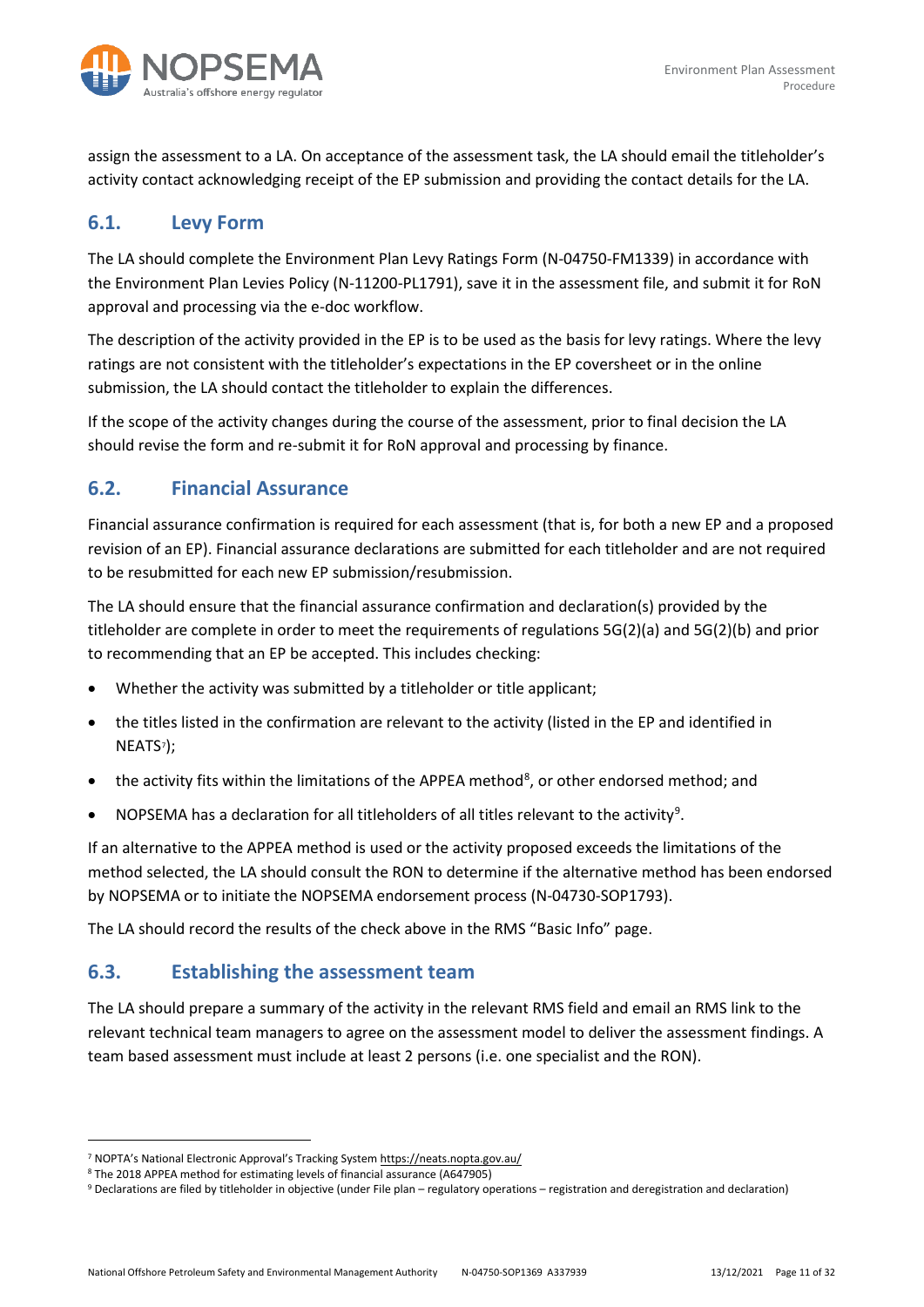assign the assessment to a LA. On acceptance of the assessment task, the LA should email the titleholder's activity contact acknowledging receipt of the EP submission and providing the contact details for the LA.

## 6.1. Levy Form

The LA should complete the Environment Plan Levy Ratings Form (N-04750-FM1339) in accordance with the Environment Plan Levies Policy (N-11200-PL1791), save it in the assessment file, and submit it for RoN approval and processing via the e-doc workflow.

The description of the activity provided in the EP is to be used as the basis for levy ratings. Where the levy ratings are not consistent with the titleholder's expectations in the EP coversheet or in the online submission, the LA should contact the titleholder to explain the differences.

If the scope of the activity changes during the course of the assessment, prior to final decision the LA should revise the form and re-submit it for RoN approval and processing by finance.

## 6.2. Financial Assurance

Financial assurance confirmation is required for each assessment (that is, for both a new EP and a proposed revision of an EP). Financial assurance declarations are submitted for each titleholder and are not required to be resubmitted for each new EP submission/resubmission.

The LA should ensure that the financial assurance confirmation and declaration(s) provided by the titleholder are complete in order to meet the requirements of regulations 5G(2)(a) and 5G(2)(b) and prior to recommending that an EP be accepted. This includes checking:

- Whether the activity was submitted by a titleholder or title applicant;
- the titles listed in the confirmation are relevant to the activity (listed in the EP and identified in NEATS[7]);
- the activity fits within the limitations of the APPEA method[8], or other endorsed method; and
- NOPSEMA has a declaration for all titleholders of all titles relevant to the activity[9].

If an alternative to the APPEA method is used or the activity proposed exceeds the limitations of the method selected, the LA should consult the RON to determine if the alternative method has been endorsed by NOPSEMA or to initiate the NOPSEMA endorsement process (N-04730-SOP1793).

The LA should record the results of the check above in the RMS "Basic Info" page.

## 6.3. Establishing the assessment team

The LA should prepare a summary of the activity in the relevant RMS field and email an RMS link to the relevant technical team managers to agree on the assessment model to deliver the assessment findings. A team based assessment must include at least 2 persons (i.e. one specialist and the RON).

---

[7] NOPTA's National Electronic Approval's Tracking System https://neats.nopta.gov.au/

[8] The 2018 APPEA method for estimating levels of financial assurance (A647905)

[9] Declarations are filed by titleholder in objective (under File plan – regulatory operations – registration and deregistration and declaration)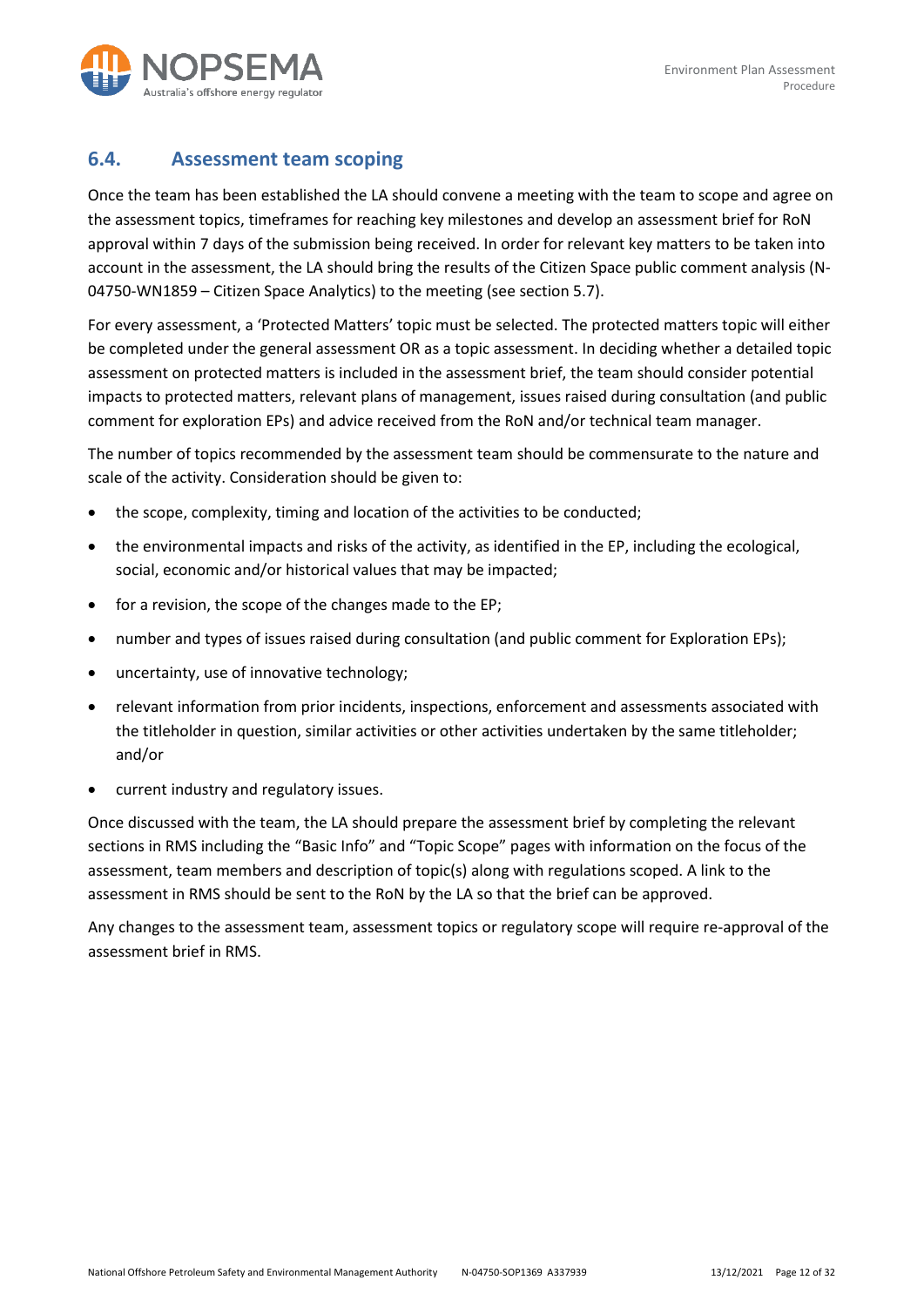## 6.4. Assessment team scoping

Once the team has been established the LA should convene a meeting with the team to scope and agree on the assessment topics, timeframes for reaching key milestones and develop an assessment brief for RoN approval within 7 days of the submission being received. In order for relevant key matters to be taken into account in the assessment, the LA should bring the results of the Citizen Space public comment analysis (N-04750-WN1859 – Citizen Space Analytics) to the meeting (see section 5.7).

For every assessment, a 'Protected Matters' topic must be selected. The protected matters topic will either be completed under the general assessment OR as a topic assessment. In deciding whether a detailed topic assessment on protected matters is included in the assessment brief, the team should consider potential impacts to protected matters, relevant plans of management, issues raised during consultation (and public comment for exploration EPs) and advice received from the RoN and/or technical team manager.

The number of topics recommended by the assessment team should be commensurate to the nature and scale of the activity. Consideration should be given to:

- the scope, complexity, timing and location of the activities to be conducted;
- the environmental impacts and risks of the activity, as identified in the EP, including the ecological, social, economic and/or historical values that may be impacted;
- for a revision, the scope of the changes made to the EP;
- number and types of issues raised during consultation (and public comment for Exploration EPs);
- uncertainty, use of innovative technology;
- relevant information from prior incidents, inspections, enforcement and assessments associated with the titleholder in question, similar activities or other activities undertaken by the same titleholder; and/or
- current industry and regulatory issues.

Once discussed with the team, the LA should prepare the assessment brief by completing the relevant sections in RMS including the "Basic Info" and "Topic Scope" pages with information on the focus of the assessment, team members and description of topic(s) along with regulations scoped. A link to the assessment in RMS should be sent to the RoN by the LA so that the brief can be approved.

Any changes to the assessment team, assessment topics or regulatory scope will require re-approval of the assessment brief in RMS.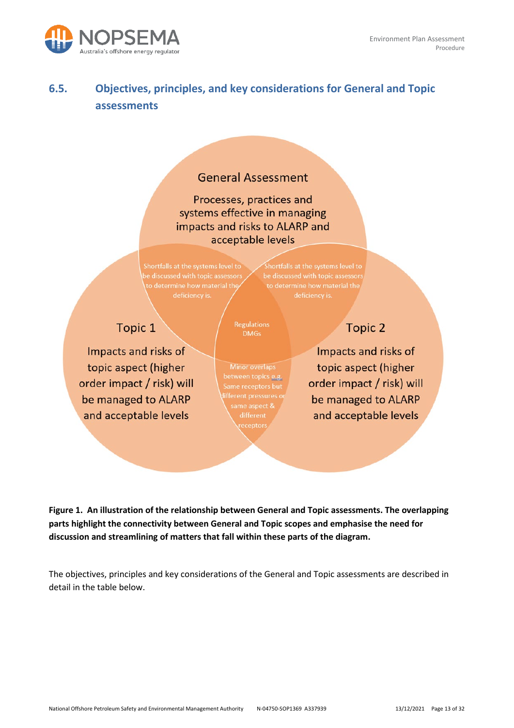## 6.5. Objectives, principles, and key considerations for General and Topic assessments

General Assessment

Processes, practices and systems effective in managing impacts and risks to ALARP and acceptable levels

Shortfalls at the systems level to be discussed with topic assessors to determine how material the deficiency is.

Shortfalls at the systems level to be discussed with topic assessors to determine how material the deficiency is.

Regulations DMGs

Topic 1

Impacts and risks of topic aspect (higher order impact / risk) will be managed to ALARP and acceptable levels

Minor overlaps between topics e.g. Same receptors but different pressures or same aspect & different receptors

Topic 2

Impacts and risks of topic aspect (higher order impact / risk) will be managed to ALARP and acceptable levels

**Figure 1. An illustration of the relationship between General and Topic assessments. The overlapping parts highlight the connectivity between General and Topic scopes and emphasise the need for discussion and streamlining of matters that fall within these parts of the diagram.**

The objectives, principles and key considerations of the General and Topic assessments are described in detail in the table below.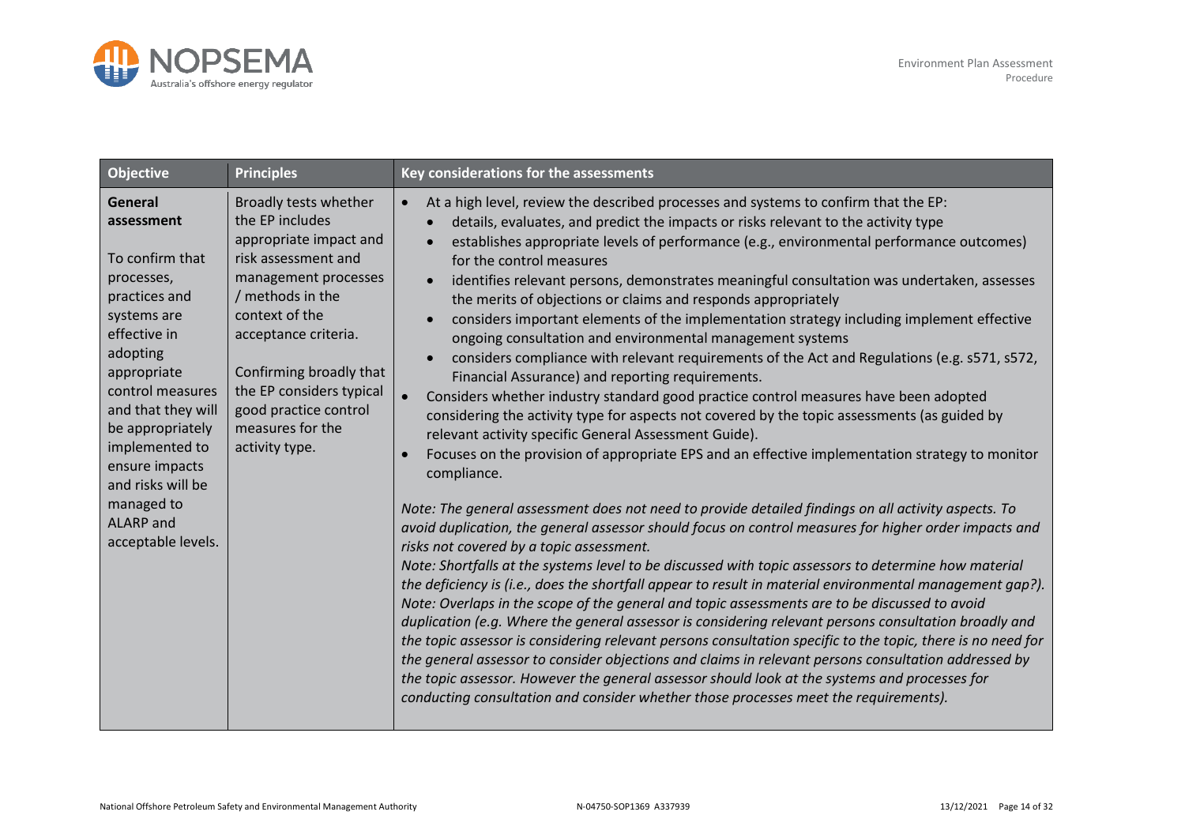| Objective | Principles | Key considerations for the assessments |
| --- | --- | --- |
| **General assessment**<br><br>To confirm that processes, practices and systems are effective in adopting appropriate control measures and that they will be appropriately implemented to ensure impacts and risks will be managed to ALARP and acceptable levels. | Broadly tests whether the EP includes appropriate impact and risk assessment and management processes / methods in the context of the acceptance criteria.<br><br>Confirming broadly that the EP considers typical good practice control measures for the activity type. | • At a high level, review the described processes and systems to confirm that the EP:<br>&nbsp;&nbsp;&nbsp;• details, evaluates, and predict the impacts or risks relevant to the activity type<br>&nbsp;&nbsp;&nbsp;• establishes appropriate levels of performance (e.g., environmental performance outcomes) for the control measures<br>&nbsp;&nbsp;&nbsp;• identifies relevant persons, demonstrates meaningful consultation was undertaken, assesses the merits of objections or claims and responds appropriately<br>&nbsp;&nbsp;&nbsp;• considers important elements of the implementation strategy including implement effective ongoing consultation and environmental management systems<br>&nbsp;&nbsp;&nbsp;• considers compliance with relevant requirements of the Act and Regulations (e.g. s571, s572, Financial Assurance) and reporting requirements.<br>• Considers whether industry standard good practice control measures have been adopted considering the activity type for aspects not covered by the topic assessments (as guided by relevant activity specific General Assessment Guide).<br>• Focuses on the provision of appropriate EPS and an effective implementation strategy to monitor compliance.<br><br>*Note: The general assessment does not need to provide detailed findings on all activity aspects. To avoid duplication, the general assessor should focus on control measures for higher order impacts and risks not covered by a topic assessment.*<br>*Note: Shortfalls at the systems level to be discussed with topic assessors to determine how material the deficiency is (i.e., does the shortfall appear to result in material environmental management gap?).*<br>*Note: Overlaps in the scope of the general and topic assessments are to be discussed to avoid duplication (e.g. Where the general assessor is considering relevant persons consultation broadly and the topic assessor is considering relevant persons consultation specific to the topic, there is no need for the general assessor to consider objections and claims in relevant persons consultation addressed by the topic assessor. However the general assessor should look at the systems and processes for conducting consultation and consider whether those processes meet the requirements).* |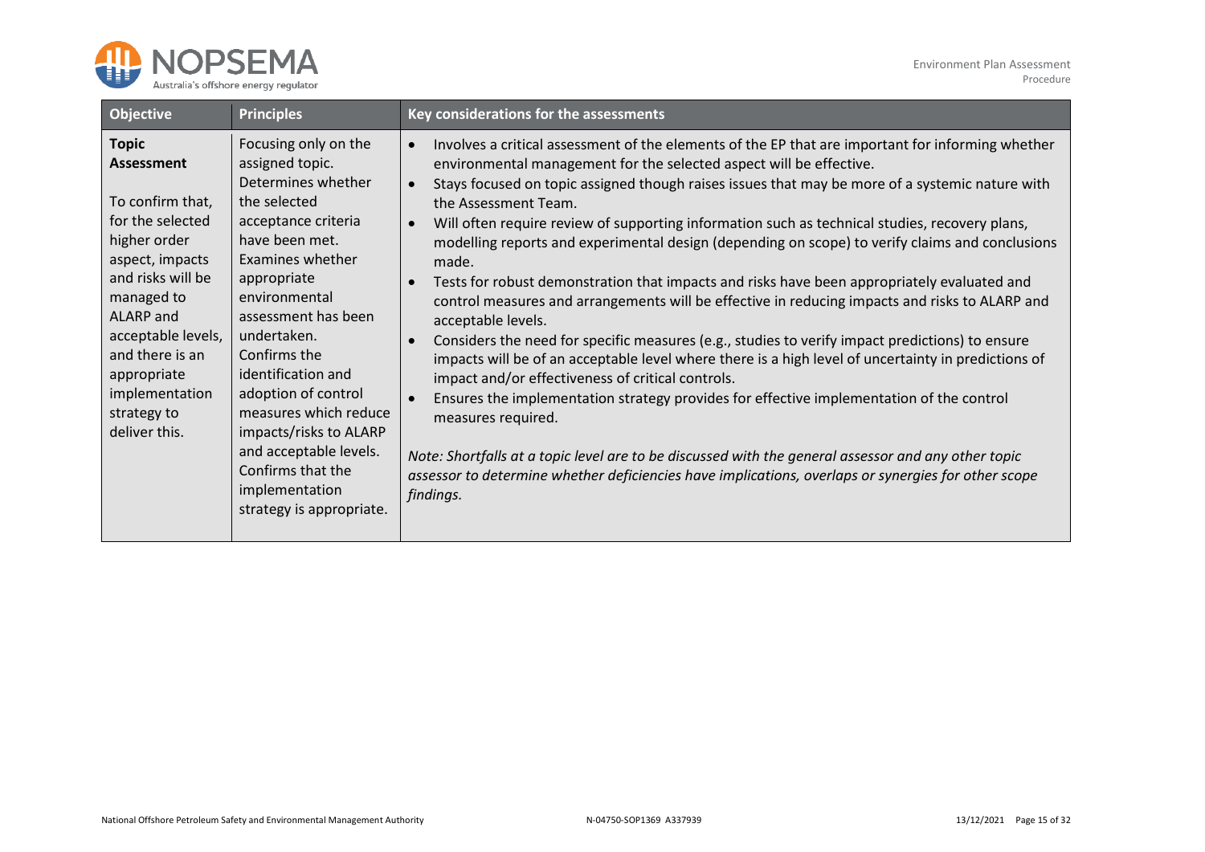| Objective | Principles | Key considerations for the assessments |
|---|---|---|
| **Topic Assessment**<br><br>To confirm that, for the selected higher order aspect, impacts and risks will be managed to ALARP and acceptable levels, and there is an appropriate implementation strategy to deliver this. | Focusing only on the assigned topic.<br>Determines whether the selected acceptance criteria have been met.<br>Examines whether appropriate environmental assessment has been undertaken.<br>Confirms the identification and adoption of control measures which reduce impacts/risks to ALARP and acceptable levels.<br>Confirms that the implementation strategy is appropriate. | • Involves a critical assessment of the elements of the EP that are important for informing whether environmental management for the selected aspect will be effective.<br>• Stays focused on topic assigned though raises issues that may be more of a systemic nature with the Assessment Team.<br>• Will often require review of supporting information such as technical studies, recovery plans, modelling reports and experimental design (depending on scope) to verify claims and conclusions made.<br>• Tests for robust demonstration that impacts and risks have been appropriately evaluated and control measures and arrangements will be effective in reducing impacts and risks to ALARP and acceptable levels.<br>• Considers the need for specific measures (e.g., studies to verify impact predictions) to ensure impacts will be of an acceptable level where there is a high level of uncertainty in predictions of impact and/or effectiveness of critical controls.<br>• Ensures the implementation strategy provides for effective implementation of the control measures required.<br><br>*Note: Shortfalls at a topic level are to be discussed with the general assessor and any other topic assessor to determine whether deficiencies have implications, overlaps or synergies for other scope findings.* |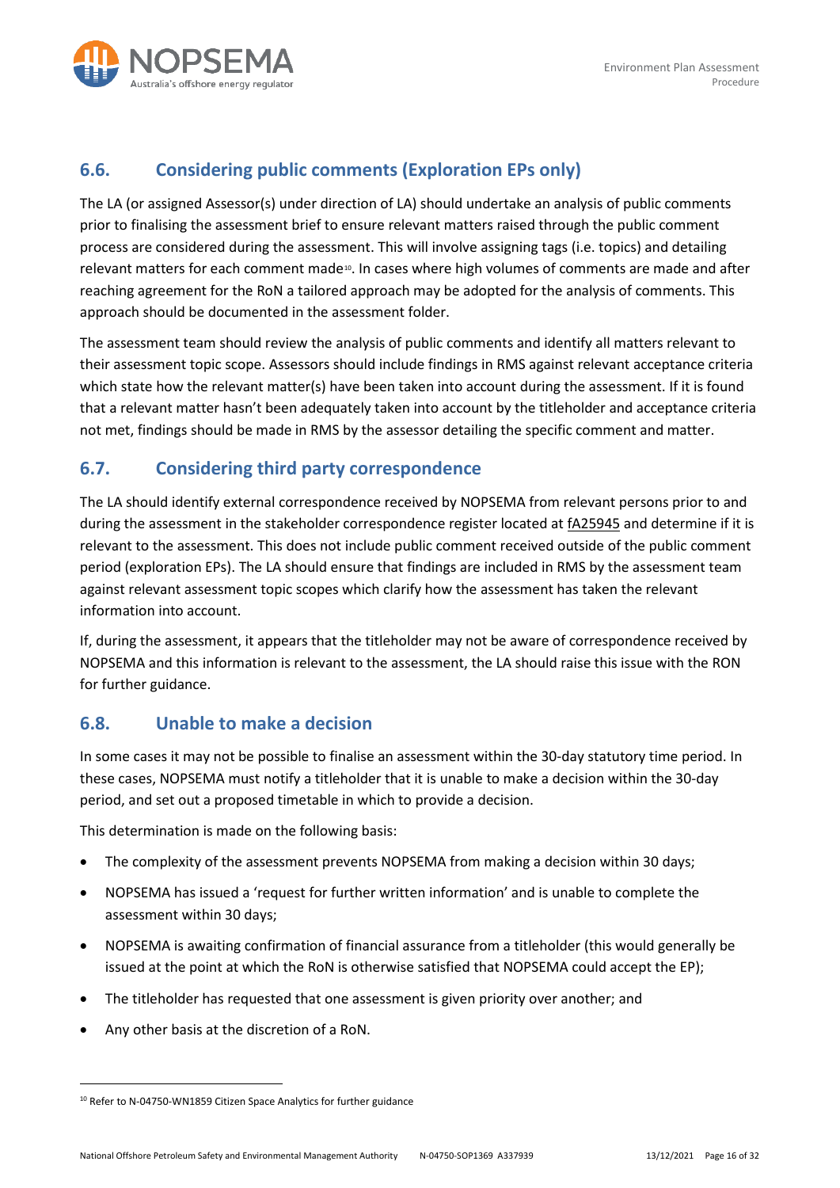## 6.6. Considering public comments (Exploration EPs only)

The LA (or assigned Assessor(s) under direction of LA) should undertake an analysis of public comments prior to finalising the assessment brief to ensure relevant matters raised through the public comment process are considered during the assessment. This will involve assigning tags (i.e. topics) and detailing relevant matters for each comment made[10]. In cases where high volumes of comments are made and after reaching agreement for the RoN a tailored approach may be adopted for the analysis of comments. This approach should be documented in the assessment folder.

The assessment team should review the analysis of public comments and identify all matters relevant to their assessment topic scope. Assessors should include findings in RMS against relevant acceptance criteria which state how the relevant matter(s) have been taken into account during the assessment. If it is found that a relevant matter hasn't been adequately taken into account by the titleholder and acceptance criteria not met, findings should be made in RMS by the assessor detailing the specific comment and matter.

## 6.7. Considering third party correspondence

The LA should identify external correspondence received by NOPSEMA from relevant persons prior to and during the assessment in the stakeholder correspondence register located at fA25945 and determine if it is relevant to the assessment. This does not include public comment received outside of the public comment period (exploration EPs). The LA should ensure that findings are included in RMS by the assessment team against relevant assessment topic scopes which clarify how the assessment has taken the relevant information into account.

If, during the assessment, it appears that the titleholder may not be aware of correspondence received by NOPSEMA and this information is relevant to the assessment, the LA should raise this issue with the RON for further guidance.

## 6.8. Unable to make a decision

In some cases it may not be possible to finalise an assessment within the 30-day statutory time period. In these cases, NOPSEMA must notify a titleholder that it is unable to make a decision within the 30-day period, and set out a proposed timetable in which to provide a decision.

This determination is made on the following basis:

- The complexity of the assessment prevents NOPSEMA from making a decision within 30 days;
- NOPSEMA has issued a 'request for further written information' and is unable to complete the assessment within 30 days;
- NOPSEMA is awaiting confirmation of financial assurance from a titleholder (this would generally be issued at the point at which the RoN is otherwise satisfied that NOPSEMA could accept the EP);
- The titleholder has requested that one assessment is given priority over another; and
- Any other basis at the discretion of a RoN.

[10] Refer to N-04750-WN1859 Citizen Space Analytics for further guidance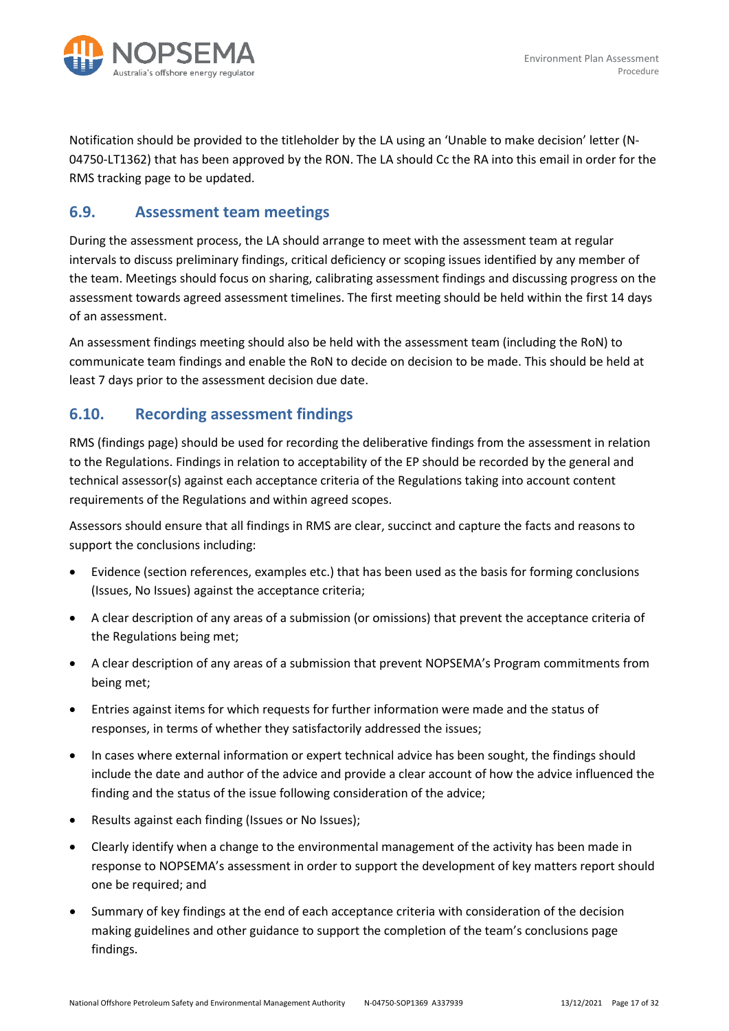Notification should be provided to the titleholder by the LA using an 'Unable to make decision' letter (N-04750-LT1362) that has been approved by the RON. The LA should Cc the RA into this email in order for the RMS tracking page to be updated.

## 6.9. Assessment team meetings

During the assessment process, the LA should arrange to meet with the assessment team at regular intervals to discuss preliminary findings, critical deficiency or scoping issues identified by any member of the team. Meetings should focus on sharing, calibrating assessment findings and discussing progress on the assessment towards agreed assessment timelines. The first meeting should be held within the first 14 days of an assessment.

An assessment findings meeting should also be held with the assessment team (including the RoN) to communicate team findings and enable the RoN to decide on decision to be made. This should be held at least 7 days prior to the assessment decision due date.

## 6.10. Recording assessment findings

RMS (findings page) should be used for recording the deliberative findings from the assessment in relation to the Regulations. Findings in relation to acceptability of the EP should be recorded by the general and technical assessor(s) against each acceptance criteria of the Regulations taking into account content requirements of the Regulations and within agreed scopes.

Assessors should ensure that all findings in RMS are clear, succinct and capture the facts and reasons to support the conclusions including:

- Evidence (section references, examples etc.) that has been used as the basis for forming conclusions (Issues, No Issues) against the acceptance criteria;
- A clear description of any areas of a submission (or omissions) that prevent the acceptance criteria of the Regulations being met;
- A clear description of any areas of a submission that prevent NOPSEMA's Program commitments from being met;
- Entries against items for which requests for further information were made and the status of responses, in terms of whether they satisfactorily addressed the issues;
- In cases where external information or expert technical advice has been sought, the findings should include the date and author of the advice and provide a clear account of how the advice influenced the finding and the status of the issue following consideration of the advice;
- Results against each finding (Issues or No Issues);
- Clearly identify when a change to the environmental management of the activity has been made in response to NOPSEMA's assessment in order to support the development of key matters report should one be required; and
- Summary of key findings at the end of each acceptance criteria with consideration of the decision making guidelines and other guidance to support the completion of the team's conclusions page findings.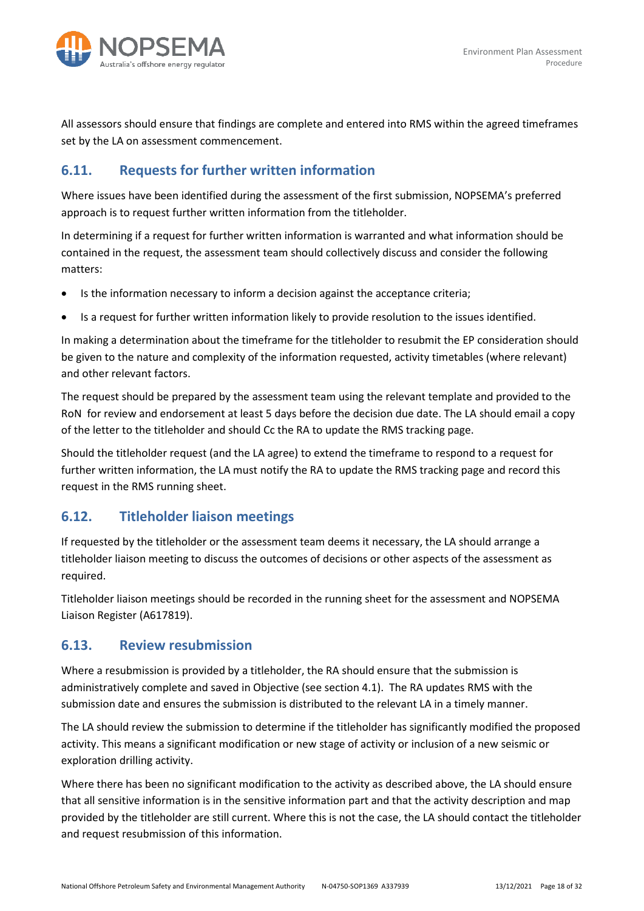All assessors should ensure that findings are complete and entered into RMS within the agreed timeframes set by the LA on assessment commencement.

## 6.11. Requests for further written information

Where issues have been identified during the assessment of the first submission, NOPSEMA's preferred approach is to request further written information from the titleholder.

In determining if a request for further written information is warranted and what information should be contained in the request, the assessment team should collectively discuss and consider the following matters:

- Is the information necessary to inform a decision against the acceptance criteria;
- Is a request for further written information likely to provide resolution to the issues identified.

In making a determination about the timeframe for the titleholder to resubmit the EP consideration should be given to the nature and complexity of the information requested, activity timetables (where relevant) and other relevant factors.

The request should be prepared by the assessment team using the relevant template and provided to the RoN for review and endorsement at least 5 days before the decision due date. The LA should email a copy of the letter to the titleholder and should Cc the RA to update the RMS tracking page.

Should the titleholder request (and the LA agree) to extend the timeframe to respond to a request for further written information, the LA must notify the RA to update the RMS tracking page and record this request in the RMS running sheet.

## 6.12. Titleholder liaison meetings

If requested by the titleholder or the assessment team deems it necessary, the LA should arrange a titleholder liaison meeting to discuss the outcomes of decisions or other aspects of the assessment as required.

Titleholder liaison meetings should be recorded in the running sheet for the assessment and NOPSEMA Liaison Register (A617819).

## 6.13. Review resubmission

Where a resubmission is provided by a titleholder, the RA should ensure that the submission is administratively complete and saved in Objective (see section 4.1). The RA updates RMS with the submission date and ensures the submission is distributed to the relevant LA in a timely manner.

The LA should review the submission to determine if the titleholder has significantly modified the proposed activity. This means a significant modification or new stage of activity or inclusion of a new seismic or exploration drilling activity.

Where there has been no significant modification to the activity as described above, the LA should ensure that all sensitive information is in the sensitive information part and that the activity description and map provided by the titleholder are still current. Where this is not the case, the LA should contact the titleholder and request resubmission of this information.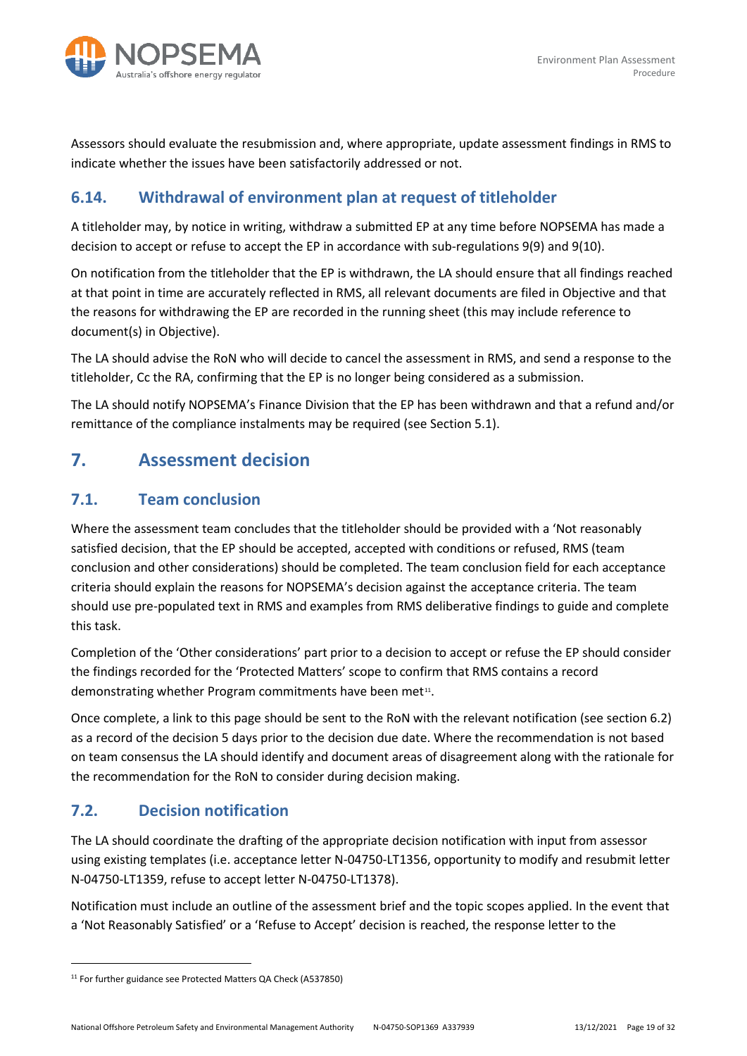Assessors should evaluate the resubmission and, where appropriate, update assessment findings in RMS to indicate whether the issues have been satisfactorily addressed or not.

### 6.14. Withdrawal of environment plan at request of titleholder

A titleholder may, by notice in writing, withdraw a submitted EP at any time before NOPSEMA has made a decision to accept or refuse to accept the EP in accordance with sub-regulations 9(9) and 9(10).

On notification from the titleholder that the EP is withdrawn, the LA should ensure that all findings reached at that point in time are accurately reflected in RMS, all relevant documents are filed in Objective and that the reasons for withdrawing the EP are recorded in the running sheet (this may include reference to document(s) in Objective).

The LA should advise the RoN who will decide to cancel the assessment in RMS, and send a response to the titleholder, Cc the RA, confirming that the EP is no longer being considered as a submission.

The LA should notify NOPSEMA's Finance Division that the EP has been withdrawn and that a refund and/or remittance of the compliance instalments may be required (see Section 5.1).

## 7. Assessment decision

### 7.1. Team conclusion

Where the assessment team concludes that the titleholder should be provided with a 'Not reasonably satisfied decision, that the EP should be accepted, accepted with conditions or refused, RMS (team conclusion and other considerations) should be completed. The team conclusion field for each acceptance criteria should explain the reasons for NOPSEMA's decision against the acceptance criteria. The team should use pre-populated text in RMS and examples from RMS deliberative findings to guide and complete this task.

Completion of the 'Other considerations' part prior to a decision to accept or refuse the EP should consider the findings recorded for the 'Protected Matters' scope to confirm that RMS contains a record demonstrating whether Program commitments have been met[11].

Once complete, a link to this page should be sent to the RoN with the relevant notification (see section 6.2) as a record of the decision 5 days prior to the decision due date. Where the recommendation is not based on team consensus the LA should identify and document areas of disagreement along with the rationale for the recommendation for the RoN to consider during decision making.

### 7.2. Decision notification

The LA should coordinate the drafting of the appropriate decision notification with input from assessor using existing templates (i.e. acceptance letter N-04750-LT1356, opportunity to modify and resubmit letter N-04750-LT1359, refuse to accept letter N-04750-LT1378).

Notification must include an outline of the assessment brief and the topic scopes applied. In the event that a 'Not Reasonably Satisfied' or a 'Refuse to Accept' decision is reached, the response letter to the

[11] For further guidance see Protected Matters QA Check (A537850)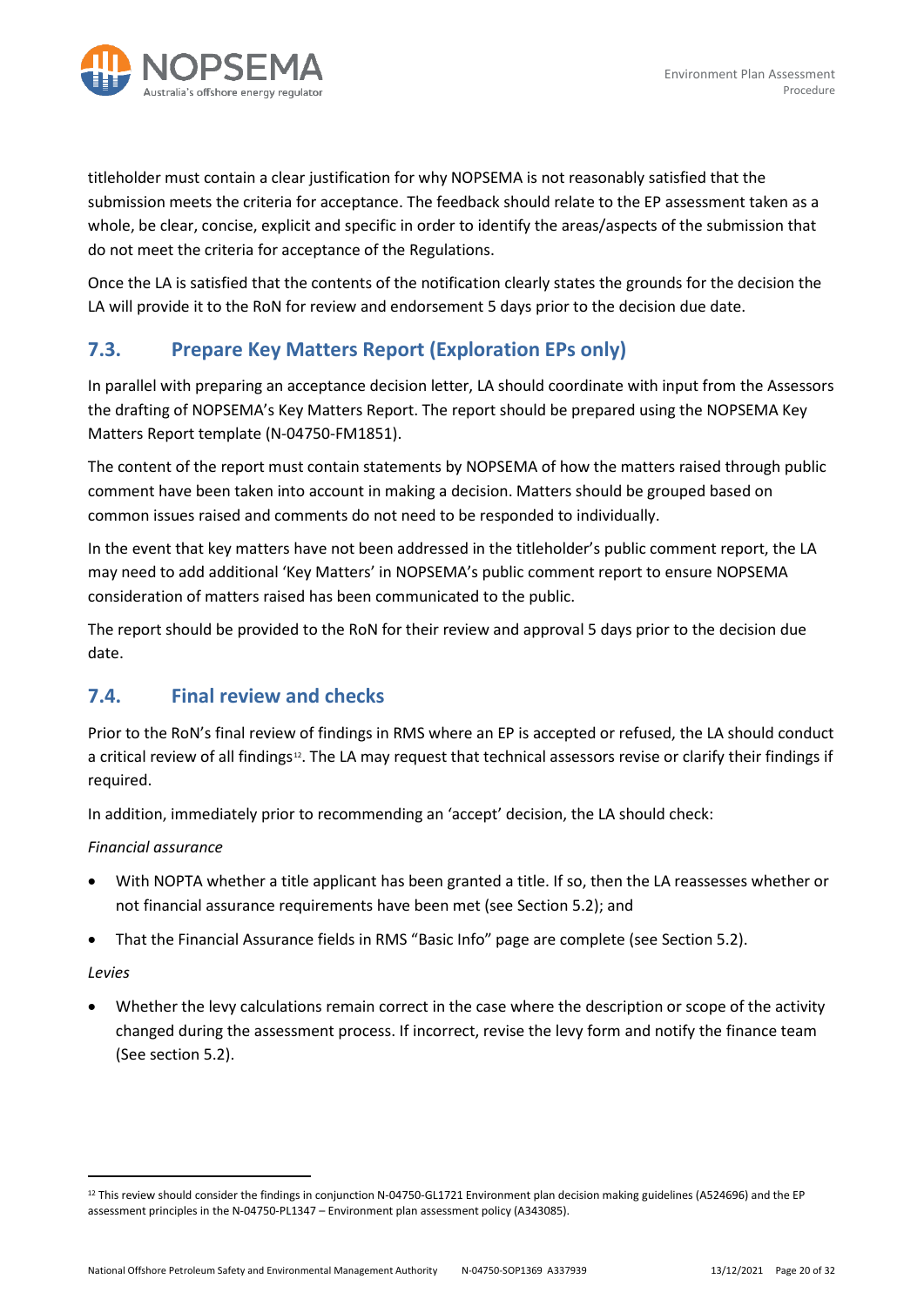titleholder must contain a clear justification for why NOPSEMA is not reasonably satisfied that the submission meets the criteria for acceptance. The feedback should relate to the EP assessment taken as a whole, be clear, concise, explicit and specific in order to identify the areas/aspects of the submission that do not meet the criteria for acceptance of the Regulations.

Once the LA is satisfied that the contents of the notification clearly states the grounds for the decision the LA will provide it to the RoN for review and endorsement 5 days prior to the decision due date.

## 7.3. Prepare Key Matters Report (Exploration EPs only)

In parallel with preparing an acceptance decision letter, LA should coordinate with input from the Assessors the drafting of NOPSEMA's Key Matters Report. The report should be prepared using the NOPSEMA Key Matters Report template (N-04750-FM1851).

The content of the report must contain statements by NOPSEMA of how the matters raised through public comment have been taken into account in making a decision. Matters should be grouped based on common issues raised and comments do not need to be responded to individually.

In the event that key matters have not been addressed in the titleholder's public comment report, the LA may need to add additional 'Key Matters' in NOPSEMA's public comment report to ensure NOPSEMA consideration of matters raised has been communicated to the public.

The report should be provided to the RoN for their review and approval 5 days prior to the decision due date.

## 7.4. Final review and checks

Prior to the RoN's final review of findings in RMS where an EP is accepted or refused, the LA should conduct a critical review of all findings[12]. The LA may request that technical assessors revise or clarify their findings if required.

In addition, immediately prior to recommending an 'accept' decision, the LA should check:

*Financial assurance*

- With NOPTA whether a title applicant has been granted a title. If so, then the LA reassesses whether or not financial assurance requirements have been met (see Section 5.2); and
- That the Financial Assurance fields in RMS "Basic Info" page are complete (see Section 5.2).

*Levies*

- Whether the levy calculations remain correct in the case where the description or scope of the activity changed during the assessment process. If incorrect, revise the levy form and notify the finance team (See section 5.2).

[12] This review should consider the findings in conjunction N-04750-GL1721 Environment plan decision making guidelines (A524696) and the EP assessment principles in the N-04750-PL1347 – Environment plan assessment policy (A343085).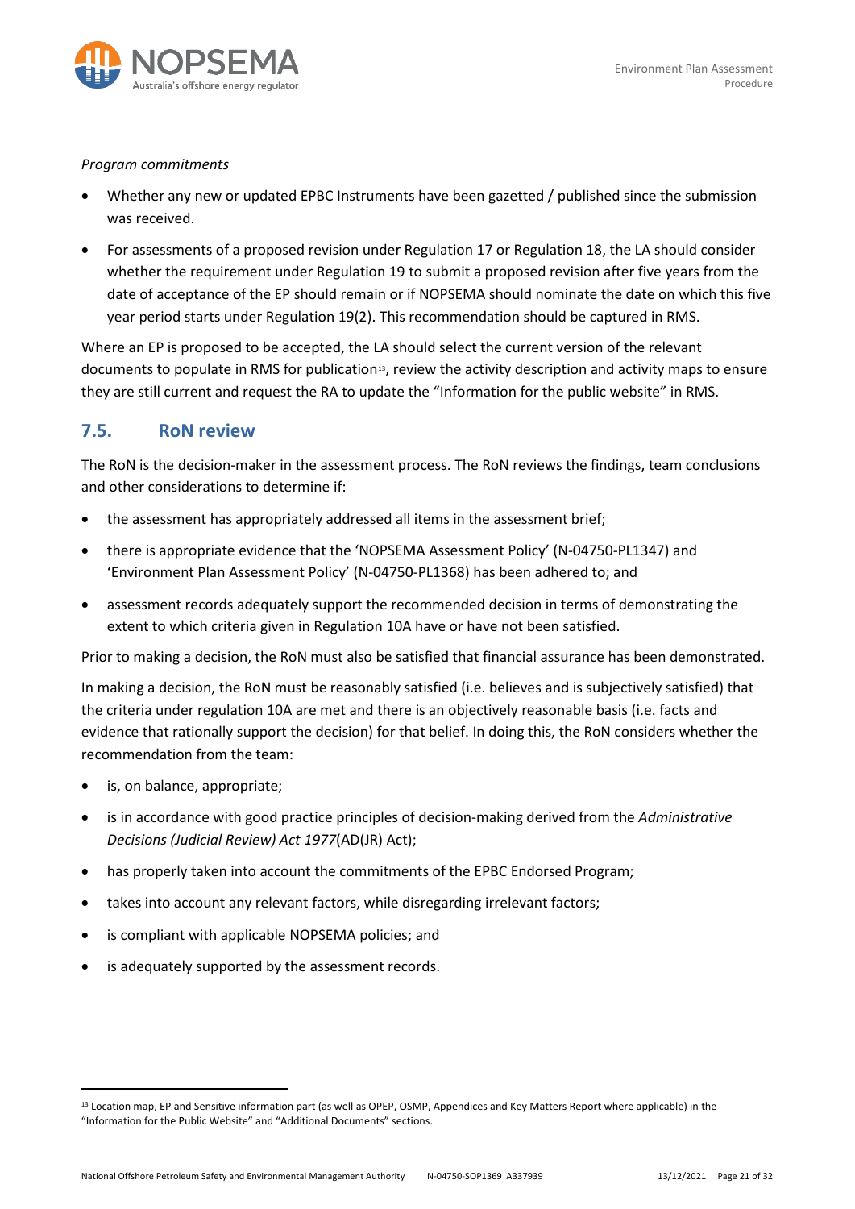*Program commitments*

- Whether any new or updated EPBC Instruments have been gazetted / published since the submission was received.
- For assessments of a proposed revision under Regulation 17 or Regulation 18, the LA should consider whether the requirement under Regulation 19 to submit a proposed revision after five years from the date of acceptance of the EP should remain or if NOPSEMA should nominate the date on which this five year period starts under Regulation 19(2). This recommendation should be captured in RMS.

Where an EP is proposed to be accepted, the LA should select the current version of the relevant documents to populate in RMS for publication[13], review the activity description and activity maps to ensure they are still current and request the RA to update the "Information for the public website" in RMS.

## 7.5. RoN review

The RoN is the decision-maker in the assessment process. The RoN reviews the findings, team conclusions and other considerations to determine if:

- the assessment has appropriately addressed all items in the assessment brief;
- there is appropriate evidence that the 'NOPSEMA Assessment Policy' (N-04750-PL1347) and 'Environment Plan Assessment Policy' (N-04750-PL1368) has been adhered to; and
- assessment records adequately support the recommended decision in terms of demonstrating the extent to which criteria given in Regulation 10A have or have not been satisfied.

Prior to making a decision, the RoN must also be satisfied that financial assurance has been demonstrated.

In making a decision, the RoN must be reasonably satisfied (i.e. believes and is subjectively satisfied) that the criteria under regulation 10A are met and there is an objectively reasonable basis (i.e. facts and evidence that rationally support the decision) for that belief. In doing this, the RoN considers whether the recommendation from the team:

- is, on balance, appropriate;
- is in accordance with good practice principles of decision-making derived from the *Administrative Decisions (Judicial Review) Act 1977*(AD(JR) Act);
- has properly taken into account the commitments of the EPBC Endorsed Program;
- takes into account any relevant factors, while disregarding irrelevant factors;
- is compliant with applicable NOPSEMA policies; and
- is adequately supported by the assessment records.

[13] Location map, EP and Sensitive information part (as well as OPEP, OSMP, Appendices and Key Matters Report where applicable) in the "Information for the Public Website" and "Additional Documents" sections.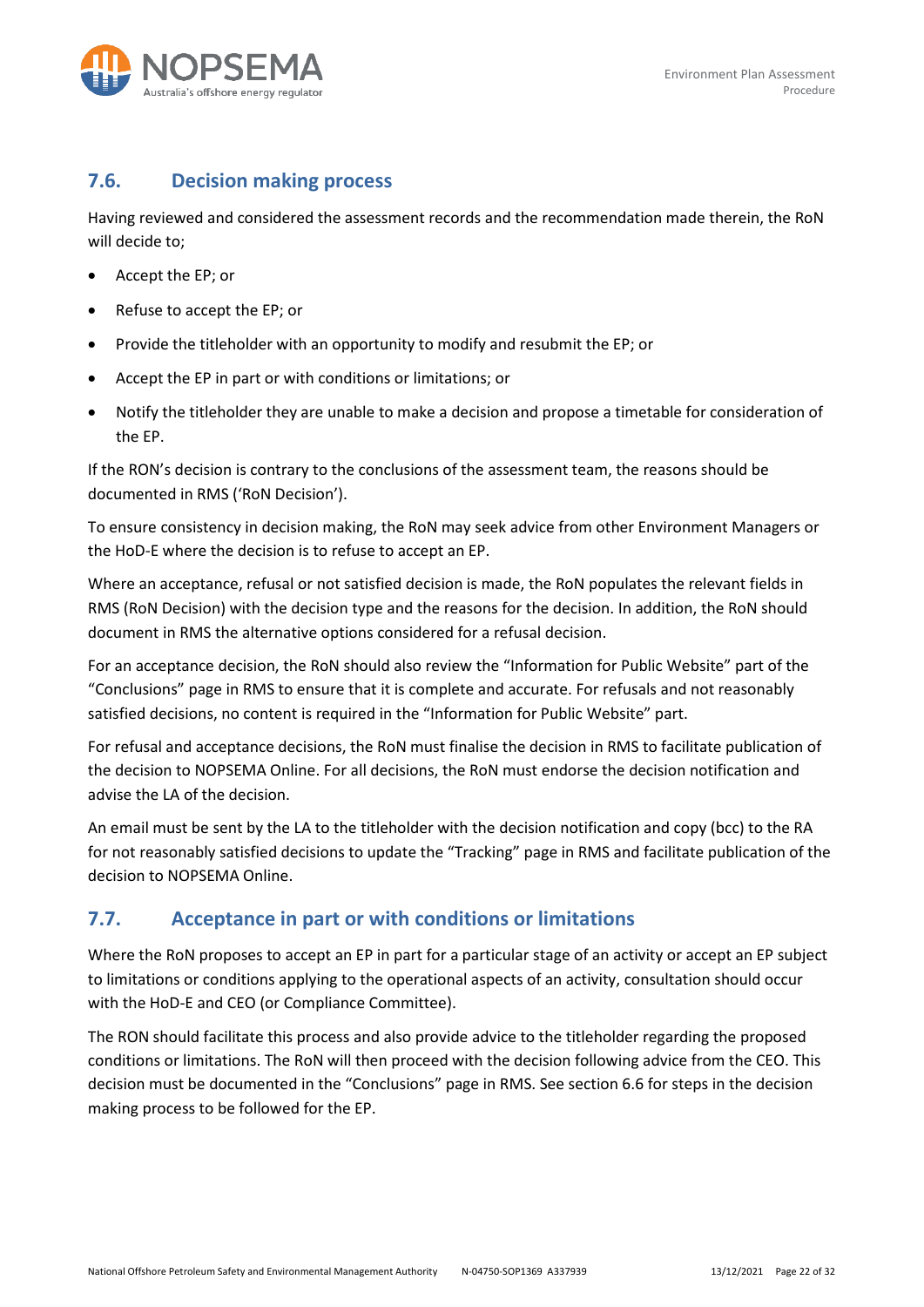## 7.6. Decision making process

Having reviewed and considered the assessment records and the recommendation made therein, the RoN will decide to;

- Accept the EP; or
- Refuse to accept the EP; or
- Provide the titleholder with an opportunity to modify and resubmit the EP; or
- Accept the EP in part or with conditions or limitations; or
- Notify the titleholder they are unable to make a decision and propose a timetable for consideration of the EP.

If the RON's decision is contrary to the conclusions of the assessment team, the reasons should be documented in RMS ('RoN Decision').

To ensure consistency in decision making, the RoN may seek advice from other Environment Managers or the HoD-E where the decision is to refuse to accept an EP.

Where an acceptance, refusal or not satisfied decision is made, the RoN populates the relevant fields in RMS (RoN Decision) with the decision type and the reasons for the decision. In addition, the RoN should document in RMS the alternative options considered for a refusal decision.

For an acceptance decision, the RoN should also review the "Information for Public Website" part of the "Conclusions" page in RMS to ensure that it is complete and accurate. For refusals and not reasonably satisfied decisions, no content is required in the "Information for Public Website" part.

For refusal and acceptance decisions, the RoN must finalise the decision in RMS to facilitate publication of the decision to NOPSEMA Online. For all decisions, the RoN must endorse the decision notification and advise the LA of the decision.

An email must be sent by the LA to the titleholder with the decision notification and copy (bcc) to the RA for not reasonably satisfied decisions to update the "Tracking" page in RMS and facilitate publication of the decision to NOPSEMA Online.

## 7.7. Acceptance in part or with conditions or limitations

Where the RoN proposes to accept an EP in part for a particular stage of an activity or accept an EP subject to limitations or conditions applying to the operational aspects of an activity, consultation should occur with the HoD-E and CEO (or Compliance Committee).

The RON should facilitate this process and also provide advice to the titleholder regarding the proposed conditions or limitations. The RoN will then proceed with the decision following advice from the CEO. This decision must be documented in the "Conclusions" page in RMS. See section 6.6 for steps in the decision making process to be followed for the EP.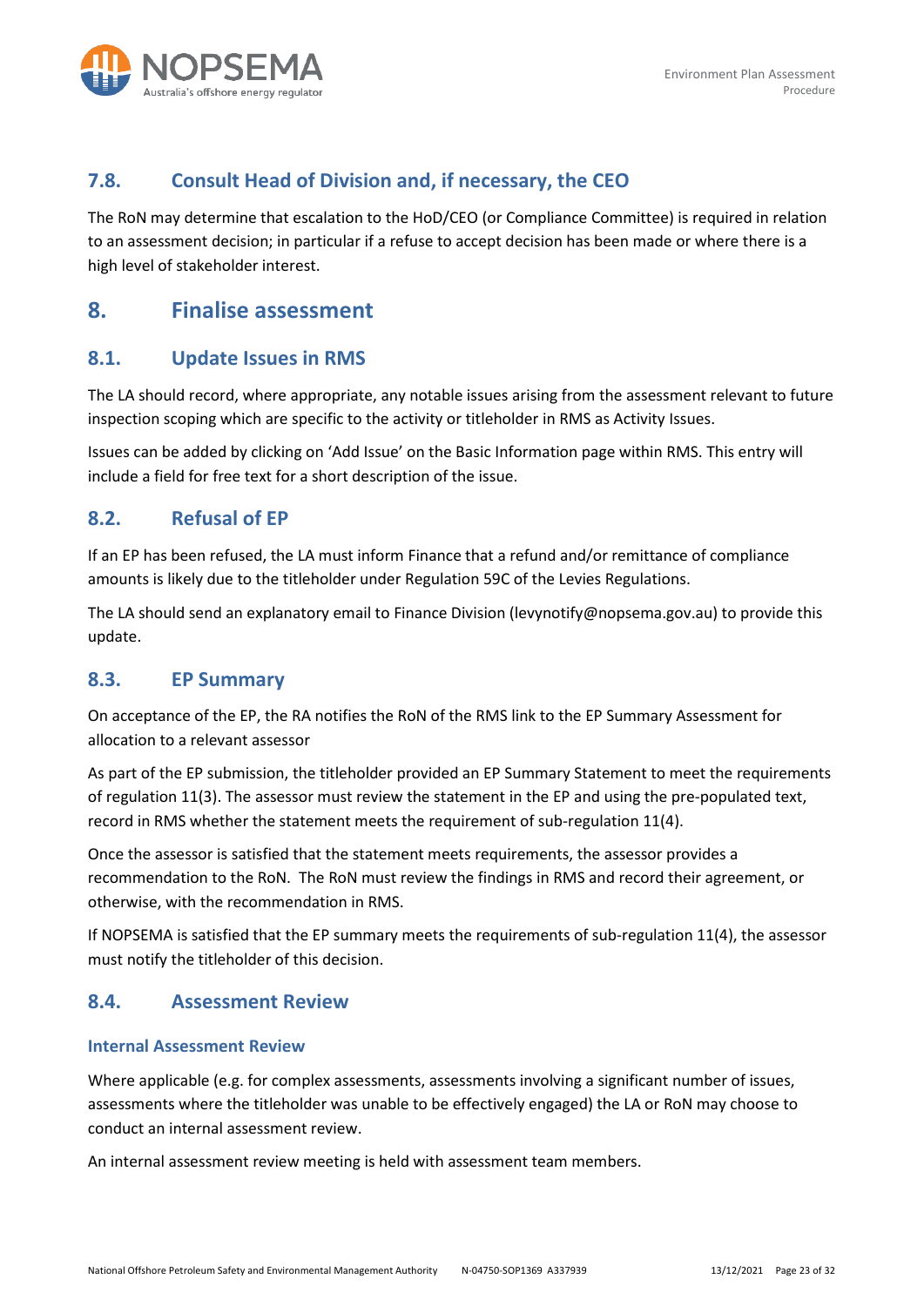## 7.8. Consult Head of Division and, if necessary, the CEO

The RoN may determine that escalation to the HoD/CEO (or Compliance Committee) is required in relation to an assessment decision; in particular if a refuse to accept decision has been made or where there is a high level of stakeholder interest.

# 8. Finalise assessment

## 8.1. Update Issues in RMS

The LA should record, where appropriate, any notable issues arising from the assessment relevant to future inspection scoping which are specific to the activity or titleholder in RMS as Activity Issues.

Issues can be added by clicking on 'Add Issue' on the Basic Information page within RMS. This entry will include a field for free text for a short description of the issue.

## 8.2. Refusal of EP

If an EP has been refused, the LA must inform Finance that a refund and/or remittance of compliance amounts is likely due to the titleholder under Regulation 59C of the Levies Regulations.

The LA should send an explanatory email to Finance Division (levynotify@nopsema.gov.au) to provide this update.

## 8.3. EP Summary

On acceptance of the EP, the RA notifies the RoN of the RMS link to the EP Summary Assessment for allocation to a relevant assessor

As part of the EP submission, the titleholder provided an EP Summary Statement to meet the requirements of regulation 11(3). The assessor must review the statement in the EP and using the pre-populated text, record in RMS whether the statement meets the requirement of sub-regulation 11(4).

Once the assessor is satisfied that the statement meets requirements, the assessor provides a recommendation to the RoN. The RoN must review the findings in RMS and record their agreement, or otherwise, with the recommendation in RMS.

If NOPSEMA is satisfied that the EP summary meets the requirements of sub-regulation 11(4), the assessor must notify the titleholder of this decision.

## 8.4. Assessment Review

### Internal Assessment Review

Where applicable (e.g. for complex assessments, assessments involving a significant number of issues, assessments where the titleholder was unable to be effectively engaged) the LA or RoN may choose to conduct an internal assessment review.

An internal assessment review meeting is held with assessment team members.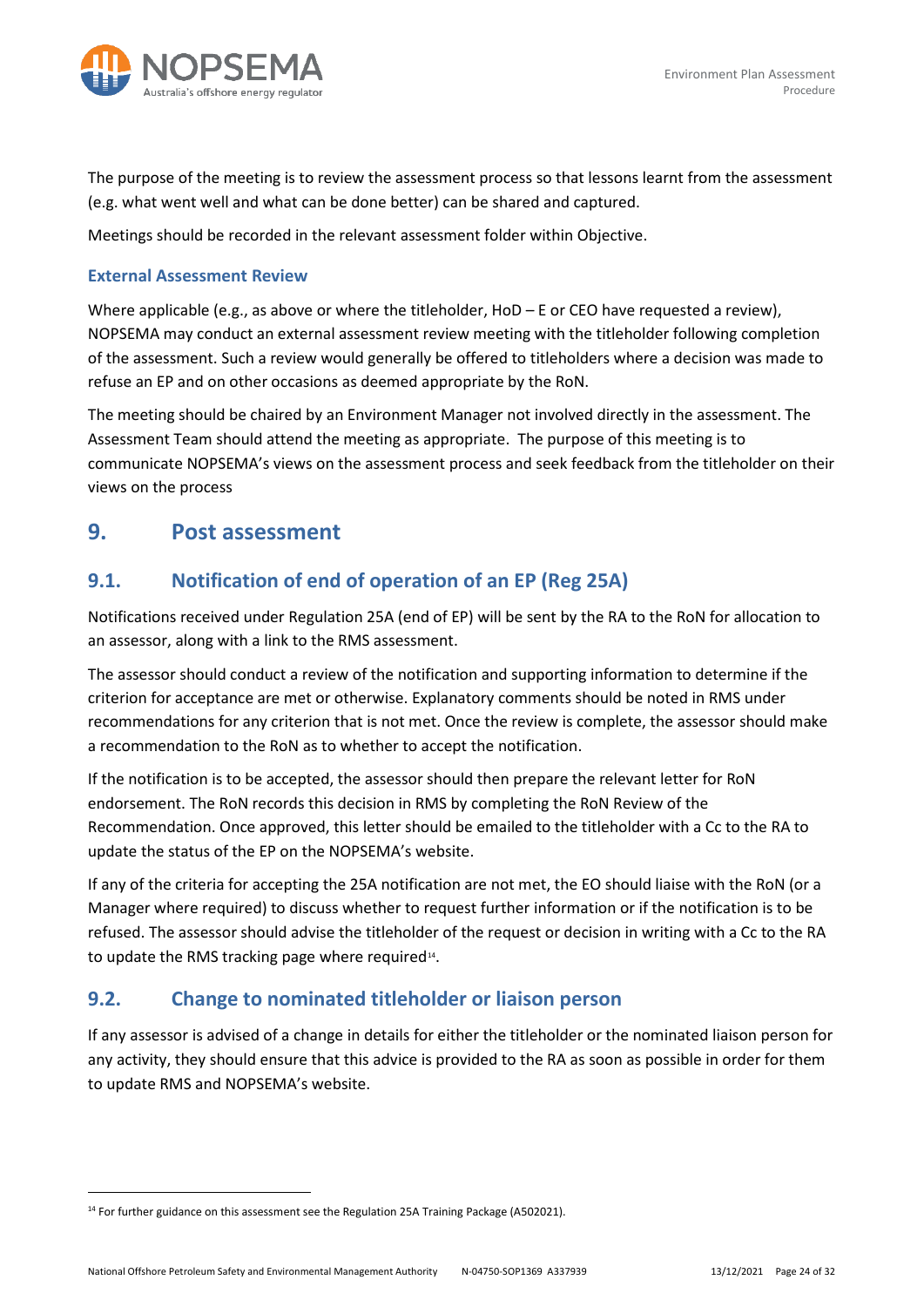The purpose of the meeting is to review the assessment process so that lessons learnt from the assessment (e.g. what went well and what can be done better) can be shared and captured.

Meetings should be recorded in the relevant assessment folder within Objective.

### External Assessment Review

Where applicable (e.g., as above or where the titleholder, HoD – E or CEO have requested a review), NOPSEMA may conduct an external assessment review meeting with the titleholder following completion of the assessment. Such a review would generally be offered to titleholders where a decision was made to refuse an EP and on other occasions as deemed appropriate by the RoN.

The meeting should be chaired by an Environment Manager not involved directly in the assessment. The Assessment Team should attend the meeting as appropriate. The purpose of this meeting is to communicate NOPSEMA's views on the assessment process and seek feedback from the titleholder on their views on the process

# 9. Post assessment

## 9.1. Notification of end of operation of an EP (Reg 25A)

Notifications received under Regulation 25A (end of EP) will be sent by the RA to the RoN for allocation to an assessor, along with a link to the RMS assessment.

The assessor should conduct a review of the notification and supporting information to determine if the criterion for acceptance are met or otherwise. Explanatory comments should be noted in RMS under recommendations for any criterion that is not met. Once the review is complete, the assessor should make a recommendation to the RoN as to whether to accept the notification.

If the notification is to be accepted, the assessor should then prepare the relevant letter for RoN endorsement. The RoN records this decision in RMS by completing the RoN Review of the Recommendation. Once approved, this letter should be emailed to the titleholder with a Cc to the RA to update the status of the EP on the NOPSEMA's website.

If any of the criteria for accepting the 25A notification are not met, the EO should liaise with the RoN (or a Manager where required) to discuss whether to request further information or if the notification is to be refused. The assessor should advise the titleholder of the request or decision in writing with a Cc to the RA to update the RMS tracking page where required[14].

## 9.2. Change to nominated titleholder or liaison person

If any assessor is advised of a change in details for either the titleholder or the nominated liaison person for any activity, they should ensure that this advice is provided to the RA as soon as possible in order for them to update RMS and NOPSEMA's website.

---

[14] For further guidance on this assessment see the Regulation 25A Training Package (A502021).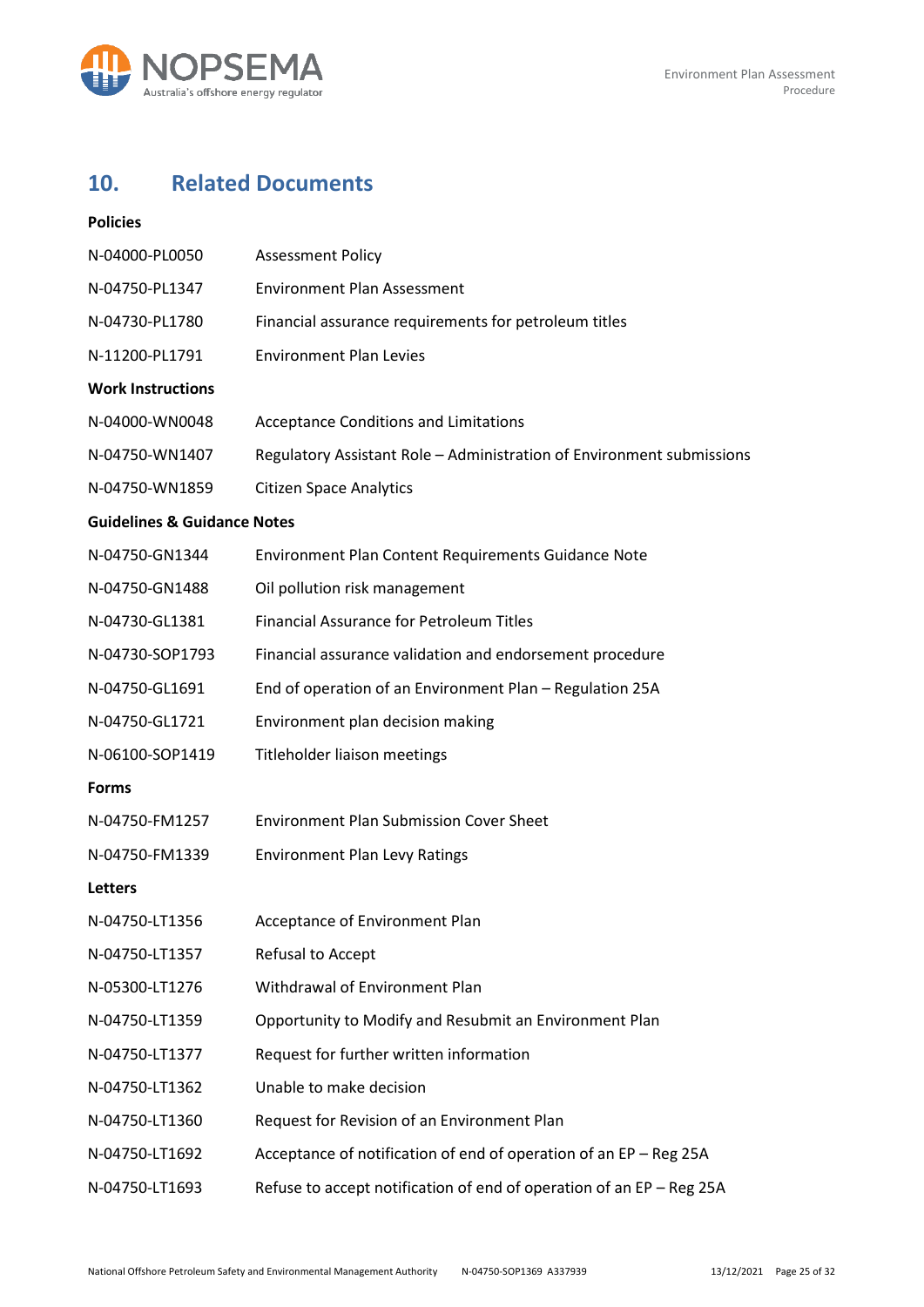## 10. Related Documents

**Policies**

| | |
|---|---|
| N-04000-PL0050 | Assessment Policy |
| N-04750-PL1347 | Environment Plan Assessment |
| N-04730-PL1780 | Financial assurance requirements for petroleum titles |
| N-11200-PL1791 | Environment Plan Levies |

**Work Instructions**

| | |
|---|---|
| N-04000-WN0048 | Acceptance Conditions and Limitations |
| N-04750-WN1407 | Regulatory Assistant Role – Administration of Environment submissions |
| N-04750-WN1859 | Citizen Space Analytics |

**Guidelines & Guidance Notes**

| | |
|---|---|
| N-04750-GN1344 | Environment Plan Content Requirements Guidance Note |
| N-04750-GN1488 | Oil pollution risk management |
| N-04730-GL1381 | Financial Assurance for Petroleum Titles |
| N-04730-SOP1793 | Financial assurance validation and endorsement procedure |
| N-04750-GL1691 | End of operation of an Environment Plan – Regulation 25A |
| N-04750-GL1721 | Environment plan decision making |
| N-06100-SOP1419 | Titleholder liaison meetings |

**Forms**

| | |
|---|---|
| N-04750-FM1257 | Environment Plan Submission Cover Sheet |
| N-04750-FM1339 | Environment Plan Levy Ratings |

**Letters**

| | |
|---|---|
| N-04750-LT1356 | Acceptance of Environment Plan |
| N-04750-LT1357 | Refusal to Accept |
| N-05300-LT1276 | Withdrawal of Environment Plan |
| N-04750-LT1359 | Opportunity to Modify and Resubmit an Environment Plan |
| N-04750-LT1377 | Request for further written information |
| N-04750-LT1362 | Unable to make decision |
| N-04750-LT1360 | Request for Revision of an Environment Plan |
| N-04750-LT1692 | Acceptance of notification of end of operation of an EP – Reg 25A |
| N-04750-LT1693 | Refuse to accept notification of end of operation of an EP – Reg 25A |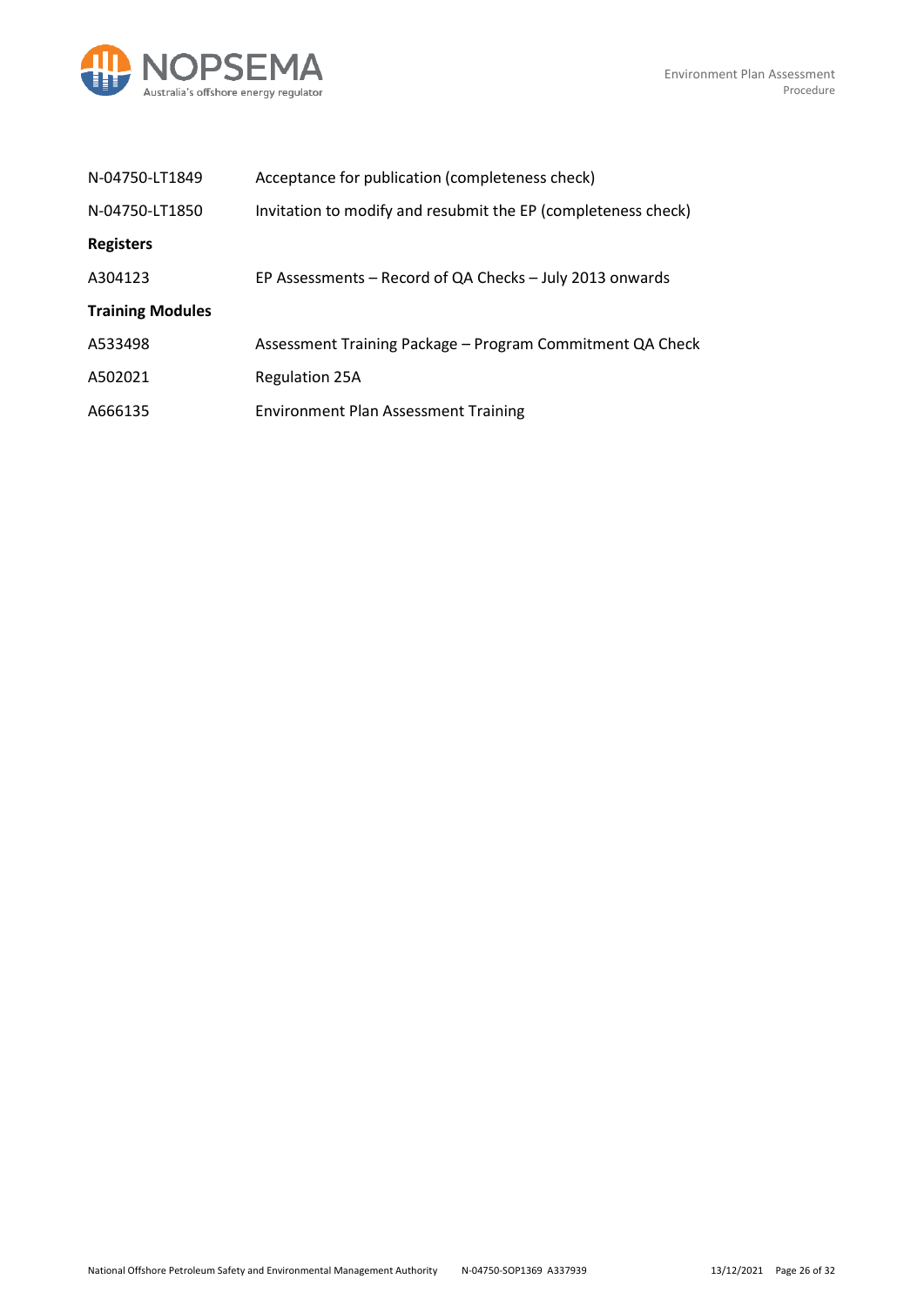| | |
|---|---|
| N-04750-LT1849 | Acceptance for publication (completeness check) |
| N-04750-LT1850 | Invitation to modify and resubmit the EP (completeness check) |
| **Registers** | |
| A304123 | EP Assessments – Record of QA Checks – July 2013 onwards |
| **Training Modules** | |
| A533498 | Assessment Training Package – Program Commitment QA Check |
| A502021 | Regulation 25A |
| A666135 | Environment Plan Assessment Training |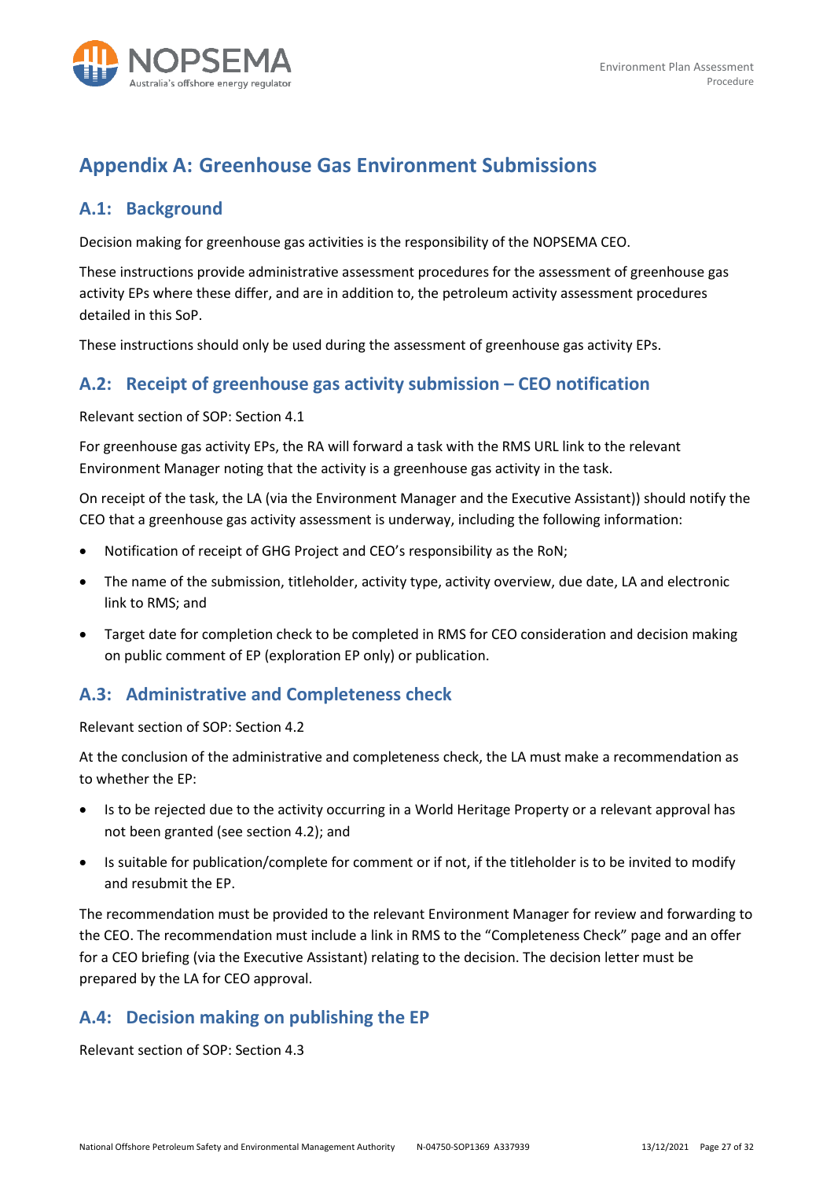# Appendix A: Greenhouse Gas Environment Submissions

## A.1: Background

Decision making for greenhouse gas activities is the responsibility of the NOPSEMA CEO.

These instructions provide administrative assessment procedures for the assessment of greenhouse gas activity EPs where these differ, and are in addition to, the petroleum activity assessment procedures detailed in this SoP.

These instructions should only be used during the assessment of greenhouse gas activity EPs.

## A.2: Receipt of greenhouse gas activity submission – CEO notification

Relevant section of SOP: Section 4.1

For greenhouse gas activity EPs, the RA will forward a task with the RMS URL link to the relevant Environment Manager noting that the activity is a greenhouse gas activity in the task.

On receipt of the task, the LA (via the Environment Manager and the Executive Assistant)) should notify the CEO that a greenhouse gas activity assessment is underway, including the following information:

- Notification of receipt of GHG Project and CEO's responsibility as the RoN;
- The name of the submission, titleholder, activity type, activity overview, due date, LA and electronic link to RMS; and
- Target date for completion check to be completed in RMS for CEO consideration and decision making on public comment of EP (exploration EP only) or publication.

## A.3: Administrative and Completeness check

Relevant section of SOP: Section 4.2

At the conclusion of the administrative and completeness check, the LA must make a recommendation as to whether the EP:

- Is to be rejected due to the activity occurring in a World Heritage Property or a relevant approval has not been granted (see section 4.2); and
- Is suitable for publication/complete for comment or if not, if the titleholder is to be invited to modify and resubmit the EP.

The recommendation must be provided to the relevant Environment Manager for review and forwarding to the CEO. The recommendation must include a link in RMS to the "Completeness Check" page and an offer for a CEO briefing (via the Executive Assistant) relating to the decision. The decision letter must be prepared by the LA for CEO approval.

## A.4: Decision making on publishing the EP

Relevant section of SOP: Section 4.3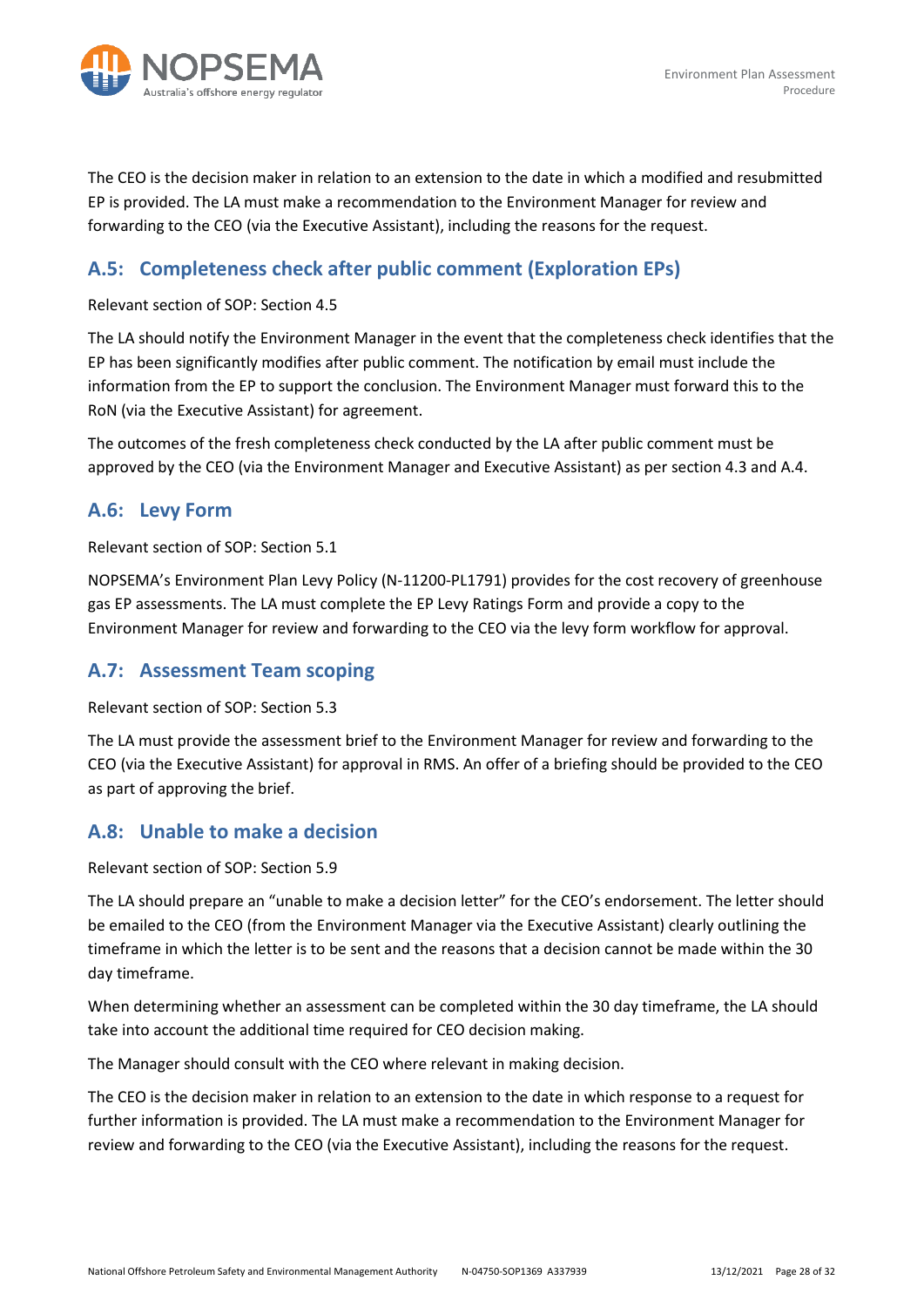The CEO is the decision maker in relation to an extension to the date in which a modified and resubmitted EP is provided. The LA must make a recommendation to the Environment Manager for review and forwarding to the CEO (via the Executive Assistant), including the reasons for the request.

## A.5: Completeness check after public comment (Exploration EPs)

Relevant section of SOP: Section 4.5

The LA should notify the Environment Manager in the event that the completeness check identifies that the EP has been significantly modifies after public comment. The notification by email must include the information from the EP to support the conclusion. The Environment Manager must forward this to the RoN (via the Executive Assistant) for agreement.

The outcomes of the fresh completeness check conducted by the LA after public comment must be approved by the CEO (via the Environment Manager and Executive Assistant) as per section 4.3 and A.4.

## A.6: Levy Form

Relevant section of SOP: Section 5.1

NOPSEMA's Environment Plan Levy Policy (N-11200-PL1791) provides for the cost recovery of greenhouse gas EP assessments. The LA must complete the EP Levy Ratings Form and provide a copy to the Environment Manager for review and forwarding to the CEO via the levy form workflow for approval.

## A.7: Assessment Team scoping

Relevant section of SOP: Section 5.3

The LA must provide the assessment brief to the Environment Manager for review and forwarding to the CEO (via the Executive Assistant) for approval in RMS. An offer of a briefing should be provided to the CEO as part of approving the brief.

## A.8: Unable to make a decision

Relevant section of SOP: Section 5.9

The LA should prepare an "unable to make a decision letter" for the CEO's endorsement. The letter should be emailed to the CEO (from the Environment Manager via the Executive Assistant) clearly outlining the timeframe in which the letter is to be sent and the reasons that a decision cannot be made within the 30 day timeframe.

When determining whether an assessment can be completed within the 30 day timeframe, the LA should take into account the additional time required for CEO decision making.

The Manager should consult with the CEO where relevant in making decision.

The CEO is the decision maker in relation to an extension to the date in which response to a request for further information is provided. The LA must make a recommendation to the Environment Manager for review and forwarding to the CEO (via the Executive Assistant), including the reasons for the request.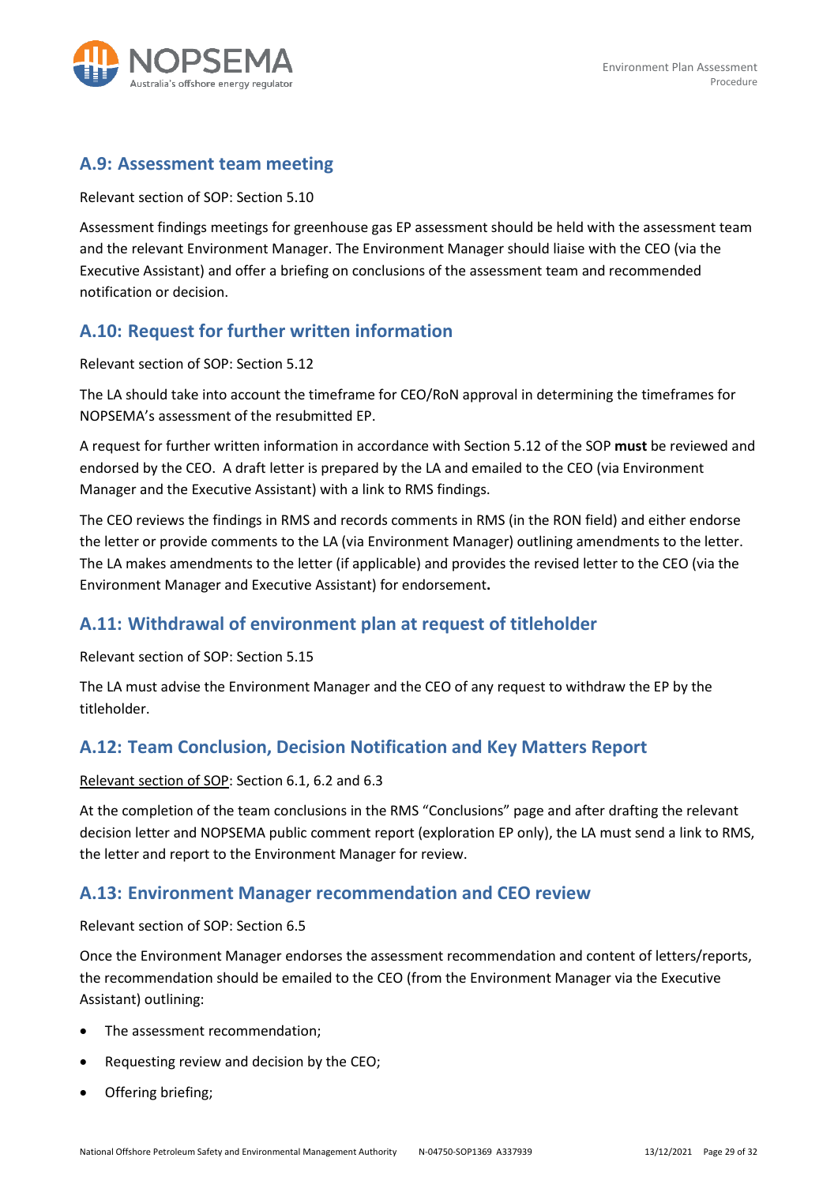## A.9: Assessment team meeting

Relevant section of SOP: Section 5.10

Assessment findings meetings for greenhouse gas EP assessment should be held with the assessment team and the relevant Environment Manager. The Environment Manager should liaise with the CEO (via the Executive Assistant) and offer a briefing on conclusions of the assessment team and recommended notification or decision.

## A.10: Request for further written information

Relevant section of SOP: Section 5.12

The LA should take into account the timeframe for CEO/RoN approval in determining the timeframes for NOPSEMA's assessment of the resubmitted EP.

A request for further written information in accordance with Section 5.12 of the SOP **must** be reviewed and endorsed by the CEO. A draft letter is prepared by the LA and emailed to the CEO (via Environment Manager and the Executive Assistant) with a link to RMS findings.

The CEO reviews the findings in RMS and records comments in RMS (in the RON field) and either endorse the letter or provide comments to the LA (via Environment Manager) outlining amendments to the letter. The LA makes amendments to the letter (if applicable) and provides the revised letter to the CEO (via the Environment Manager and Executive Assistant) for endorsement**.**

## A.11: Withdrawal of environment plan at request of titleholder

Relevant section of SOP: Section 5.15

The LA must advise the Environment Manager and the CEO of any request to withdraw the EP by the titleholder.

## A.12: Team Conclusion, Decision Notification and Key Matters Report

Relevant section of SOP: Section 6.1, 6.2 and 6.3

At the completion of the team conclusions in the RMS "Conclusions" page and after drafting the relevant decision letter and NOPSEMA public comment report (exploration EP only), the LA must send a link to RMS, the letter and report to the Environment Manager for review.

## A.13: Environment Manager recommendation and CEO review

Relevant section of SOP: Section 6.5

Once the Environment Manager endorses the assessment recommendation and content of letters/reports, the recommendation should be emailed to the CEO (from the Environment Manager via the Executive Assistant) outlining:

- The assessment recommendation;
- Requesting review and decision by the CEO;
- Offering briefing;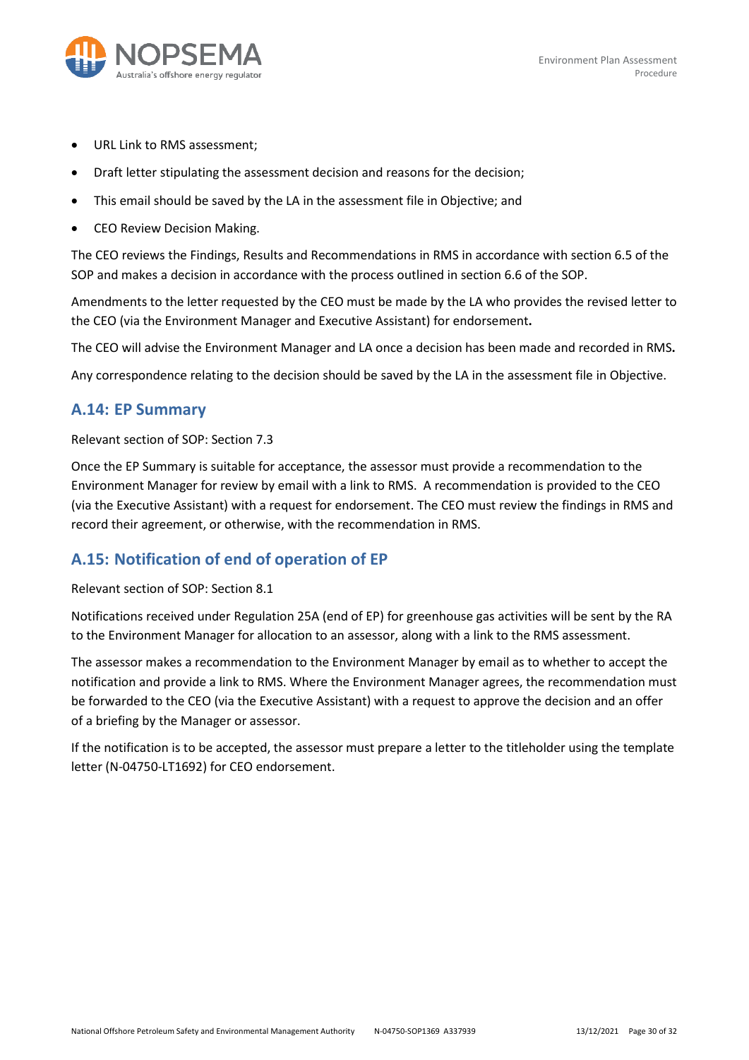- URL Link to RMS assessment;
- Draft letter stipulating the assessment decision and reasons for the decision;
- This email should be saved by the LA in the assessment file in Objective; and
- CEO Review Decision Making.

The CEO reviews the Findings, Results and Recommendations in RMS in accordance with section 6.5 of the SOP and makes a decision in accordance with the process outlined in section 6.6 of the SOP.

Amendments to the letter requested by the CEO must be made by the LA who provides the revised letter to the CEO (via the Environment Manager and Executive Assistant) for endorsement**.**

The CEO will advise the Environment Manager and LA once a decision has been made and recorded in RMS**.**

Any correspondence relating to the decision should be saved by the LA in the assessment file in Objective.

## A.14: EP Summary

Relevant section of SOP: Section 7.3

Once the EP Summary is suitable for acceptance, the assessor must provide a recommendation to the Environment Manager for review by email with a link to RMS. A recommendation is provided to the CEO (via the Executive Assistant) with a request for endorsement. The CEO must review the findings in RMS and record their agreement, or otherwise, with the recommendation in RMS.

## A.15: Notification of end of operation of EP

Relevant section of SOP: Section 8.1

Notifications received under Regulation 25A (end of EP) for greenhouse gas activities will be sent by the RA to the Environment Manager for allocation to an assessor, along with a link to the RMS assessment.

The assessor makes a recommendation to the Environment Manager by email as to whether to accept the notification and provide a link to RMS. Where the Environment Manager agrees, the recommendation must be forwarded to the CEO (via the Executive Assistant) with a request to approve the decision and an offer of a briefing by the Manager or assessor.

If the notification is to be accepted, the assessor must prepare a letter to the titleholder using the template letter (N-04750-LT1692) for CEO endorsement.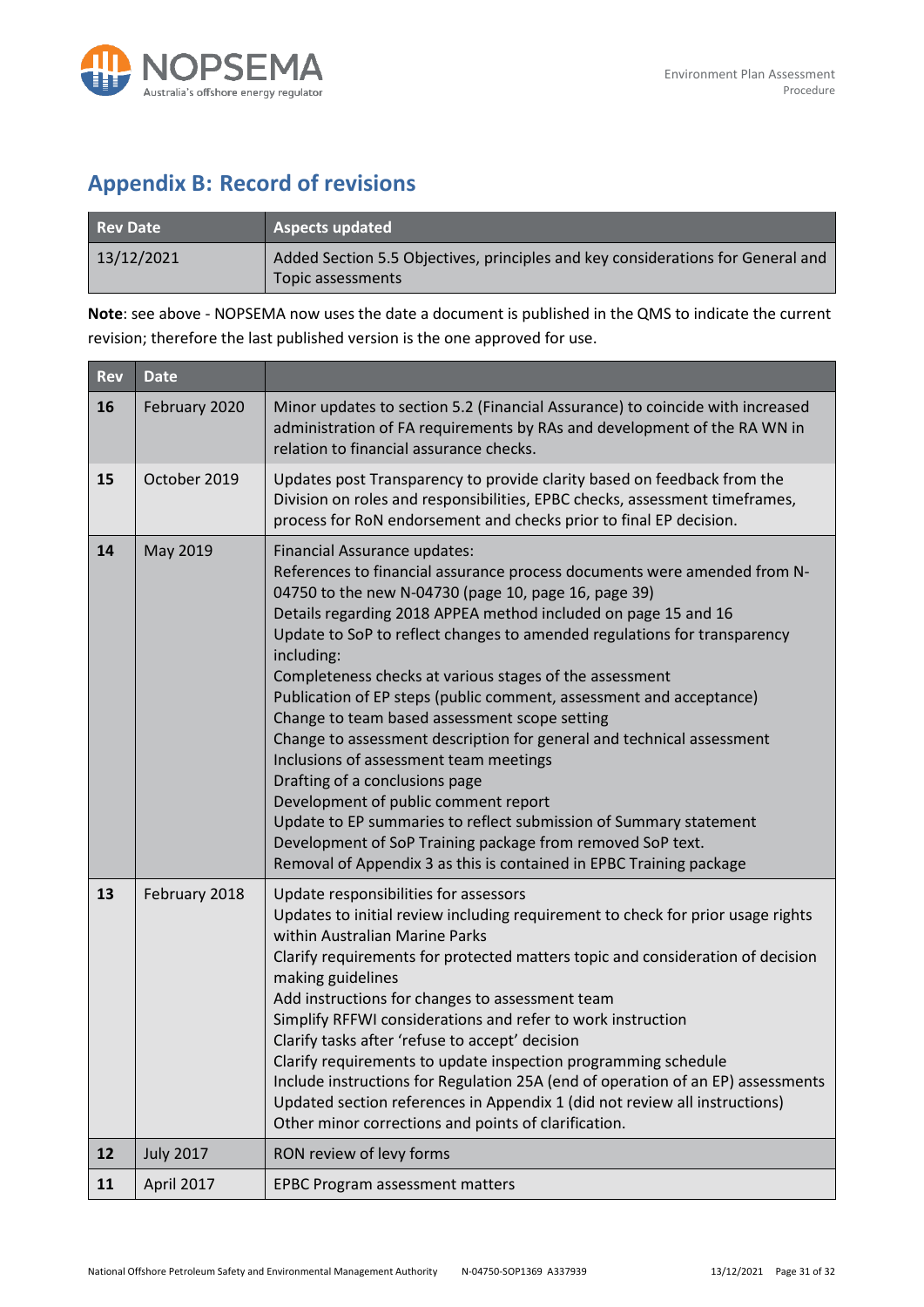## Appendix B: Record of revisions

| Rev Date | Aspects updated |
|---|---|
| 13/12/2021 | Added Section 5.5 Objectives, principles and key considerations for General and Topic assessments |

**Note**: see above - NOPSEMA now uses the date a document is published in the QMS to indicate the current revision; therefore the last published version is the one approved for use.

| Rev | Date | |
|---|---|---|
| **16** | February 2020 | Minor updates to section 5.2 (Financial Assurance) to coincide with increased administration of FA requirements by RAs and development of the RA WN in relation to financial assurance checks. |
| **15** | October 2019 | Updates post Transparency to provide clarity based on feedback from the Division on roles and responsibilities, EPBC checks, assessment timeframes, process for RoN endorsement and checks prior to final EP decision. |
| **14** | May 2019 | Financial Assurance updates:<br>References to financial assurance process documents were amended from N-04750 to the new N-04730 (page 10, page 16, page 39)<br>Details regarding 2018 APPEA method included on page 15 and 16<br>Update to SoP to reflect changes to amended regulations for transparency including:<br>Completeness checks at various stages of the assessment<br>Publication of EP steps (public comment, assessment and acceptance)<br>Change to team based assessment scope setting<br>Change to assessment description for general and technical assessment<br>Inclusions of assessment team meetings<br>Drafting of a conclusions page<br>Development of public comment report<br>Update to EP summaries to reflect submission of Summary statement<br>Development of SoP Training package from removed SoP text.<br>Removal of Appendix 3 as this is contained in EPBC Training package |
| **13** | February 2018 | Update responsibilities for assessors<br>Updates to initial review including requirement to check for prior usage rights within Australian Marine Parks<br>Clarify requirements for protected matters topic and consideration of decision making guidelines<br>Add instructions for changes to assessment team<br>Simplify RFFWI considerations and refer to work instruction<br>Clarify tasks after 'refuse to accept' decision<br>Clarify requirements to update inspection programming schedule<br>Include instructions for Regulation 25A (end of operation of an EP) assessments<br>Updated section references in Appendix 1 (did not review all instructions)<br>Other minor corrections and points of clarification. |
| **12** | July 2017 | RON review of levy forms |
| **11** | April 2017 | EPBC Program assessment matters |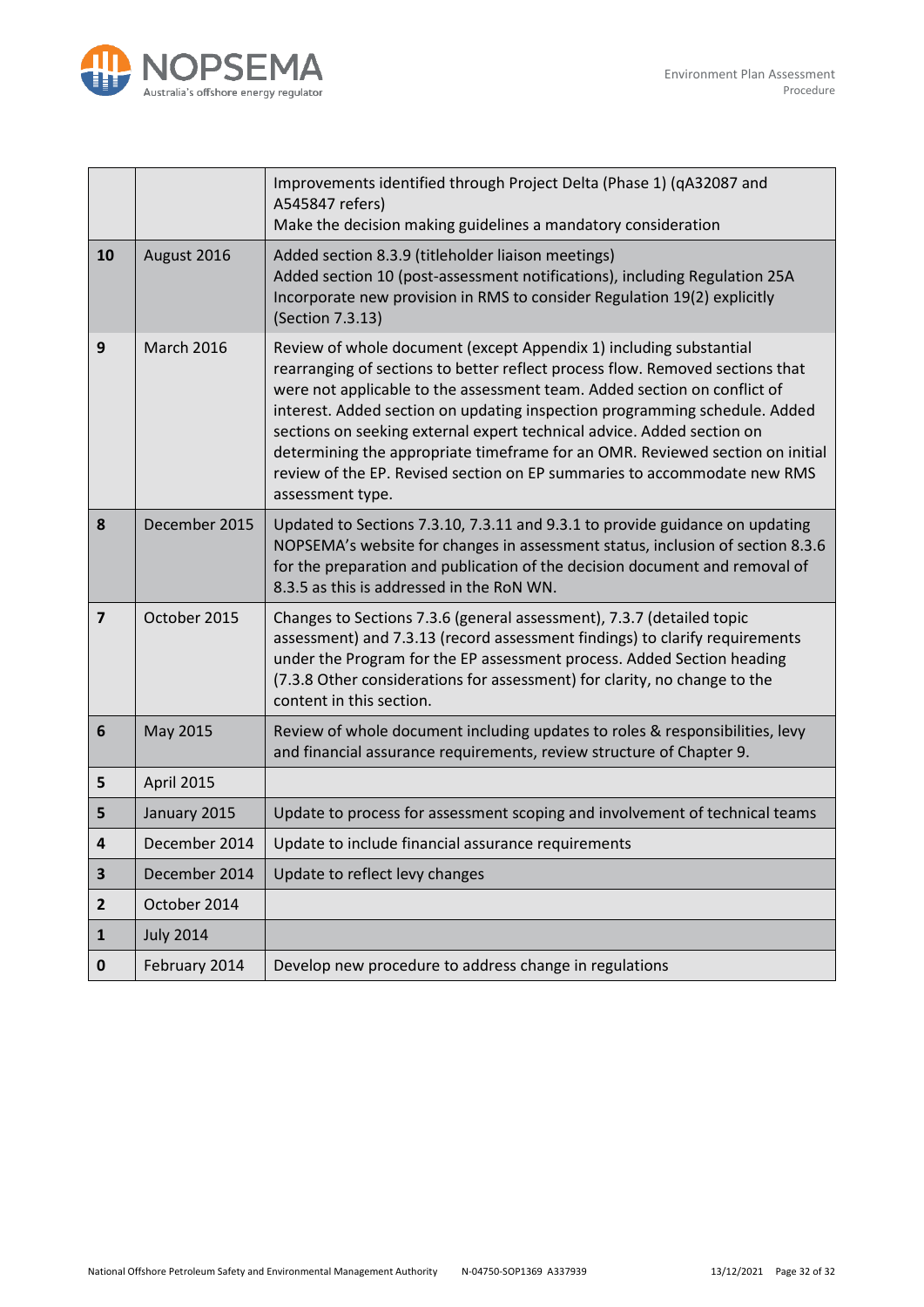| | | |
|---|---|---|
| | | Improvements identified through Project Delta (Phase 1) (qA32087 and A545847 refers)<br>Make the decision making guidelines a mandatory consideration |
| **10** | August 2016 | Added section 8.3.9 (titleholder liaison meetings)<br>Added section 10 (post-assessment notifications), including Regulation 25A<br>Incorporate new provision in RMS to consider Regulation 19(2) explicitly (Section 7.3.13) |
| **9** | March 2016 | Review of whole document (except Appendix 1) including substantial rearranging of sections to better reflect process flow. Removed sections that were not applicable to the assessment team. Added section on conflict of interest. Added section on updating inspection programming schedule. Added sections on seeking external expert technical advice. Added section on determining the appropriate timeframe for an OMR. Reviewed section on initial review of the EP. Revised section on EP summaries to accommodate new RMS assessment type. |
| **8** | December 2015 | Updated to Sections 7.3.10, 7.3.11 and 9.3.1 to provide guidance on updating NOPSEMA's website for changes in assessment status, inclusion of section 8.3.6 for the preparation and publication of the decision document and removal of 8.3.5 as this is addressed in the RoN WN. |
| **7** | October 2015 | Changes to Sections 7.3.6 (general assessment), 7.3.7 (detailed topic assessment) and 7.3.13 (record assessment findings) to clarify requirements under the Program for the EP assessment process. Added Section heading (7.3.8 Other considerations for assessment) for clarity, no change to the content in this section. |
| **6** | May 2015 | Review of whole document including updates to roles & responsibilities, levy and financial assurance requirements, review structure of Chapter 9. |
| **5** | April 2015 | |
| **5** | January 2015 | Update to process for assessment scoping and involvement of technical teams |
| **4** | December 2014 | Update to include financial assurance requirements |
| **3** | December 2014 | Update to reflect levy changes |
| **2** | October 2014 | |
| **1** | July 2014 | |
| **0** | February 2014 | Develop new procedure to address change in regulations |